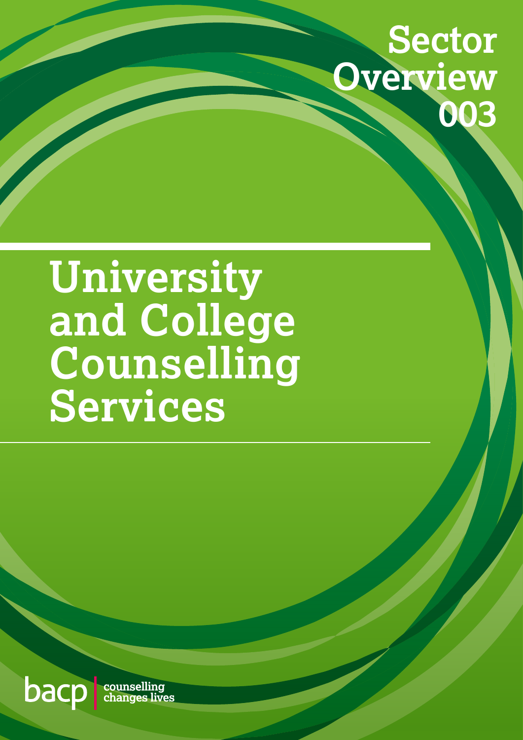# Sector Overview 003

# University and College Counselling Services

bacp | counselling changes lives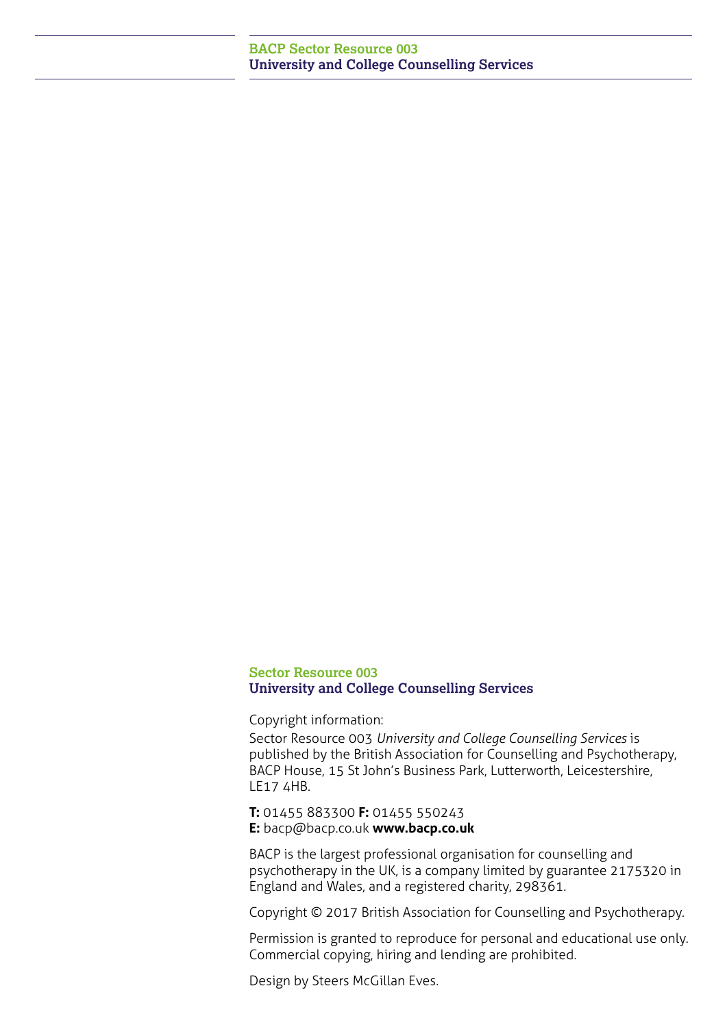**Sector Resource 003**
**University and College Counselling Services**

Copyright information:

Sector Resource 003 *University and College Counselling Services* is published by the British Association for Counselling and Psychotherapy, BACP House, 15 St John's Business Park, Lutterworth, Leicestershire, LE17 4HB.

**T:** 01455 883300 **F:** 01455 550243
**E:** bacp@bacp.co.uk **www.bacp.co.uk**

BACP is the largest professional organisation for counselling and psychotherapy in the UK, is a company limited by guarantee 2175320 in England and Wales, and a registered charity, 298361.

Copyright © 2017 British Association for Counselling and Psychotherapy.

Permission is granted to reproduce for personal and educational use only. Commercial copying, hiring and lending are prohibited.

Design by Steers McGillan Eves.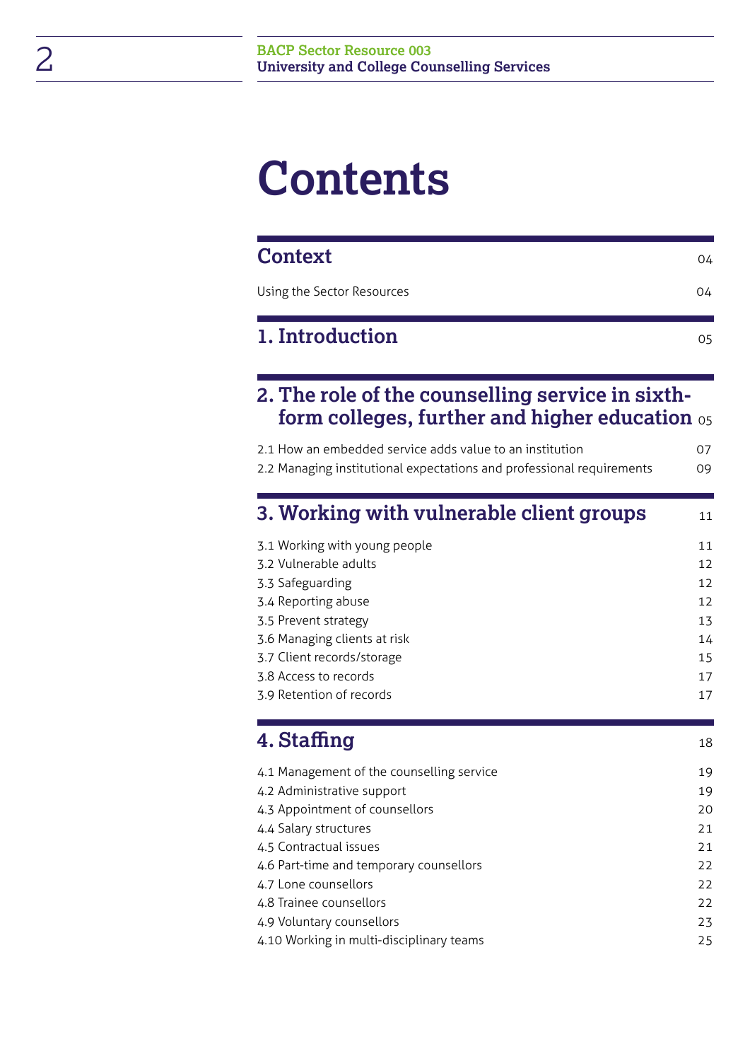# Contents

## Context — 04

Using the Sector Resources — 04

## 1. Introduction — 05

## 2. The role of the counselling service in sixth-form colleges, further and higher education — 05

2.1 How an embedded service adds value to an institution — 07
2.2 Managing institutional expectations and professional requirements — 09

## 3. Working with vulnerable client groups — 11

3.1 Working with young people — 11
3.2 Vulnerable adults — 12
3.3 Safeguarding — 12
3.4 Reporting abuse — 12
3.5 Prevent strategy — 13
3.6 Managing clients at risk — 14
3.7 Client records/storage — 15
3.8 Access to records — 17
3.9 Retention of records — 17

## 4. Staffing — 18

4.1 Management of the counselling service — 19
4.2 Administrative support — 19
4.3 Appointment of counsellors — 20
4.4 Salary structures — 21
4.5 Contractual issues — 21
4.6 Part-time and temporary counsellors — 22
4.7 Lone counsellors — 22
4.8 Trainee counsellors — 22
4.9 Voluntary counsellors — 23
4.10 Working in multi-disciplinary teams — 25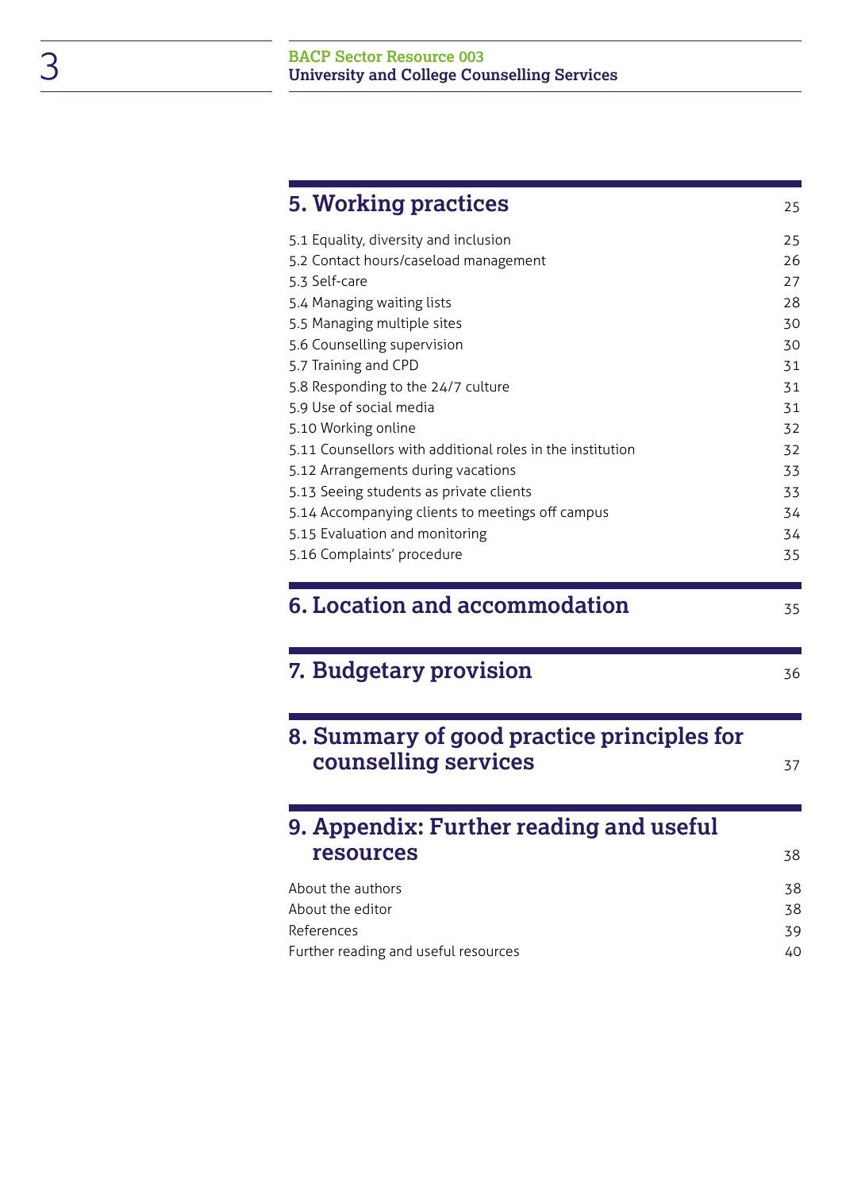## 5. Working practices 25

- 5.1 Equality, diversity and inclusion 25
- 5.2 Contact hours/caseload management 26
- 5.3 Self-care 27
- 5.4 Managing waiting lists 28
- 5.5 Managing multiple sites 30
- 5.6 Counselling supervision 30
- 5.7 Training and CPD 31
- 5.8 Responding to the 24/7 culture 31
- 5.9 Use of social media 31
- 5.10 Working online 32
- 5.11 Counsellors with additional roles in the institution 32
- 5.12 Arrangements during vacations 33
- 5.13 Seeing students as private clients 33
- 5.14 Accompanying clients to meetings off campus 34
- 5.15 Evaluation and monitoring 34
- 5.16 Complaints' procedure 35

## 6. Location and accommodation 35

## 7. Budgetary provision 36

## 8. Summary of good practice principles for counselling services 37

## 9. Appendix: Further reading and useful resources 38

- About the authors 38
- About the editor 38
- References 39
- Further reading and useful resources 40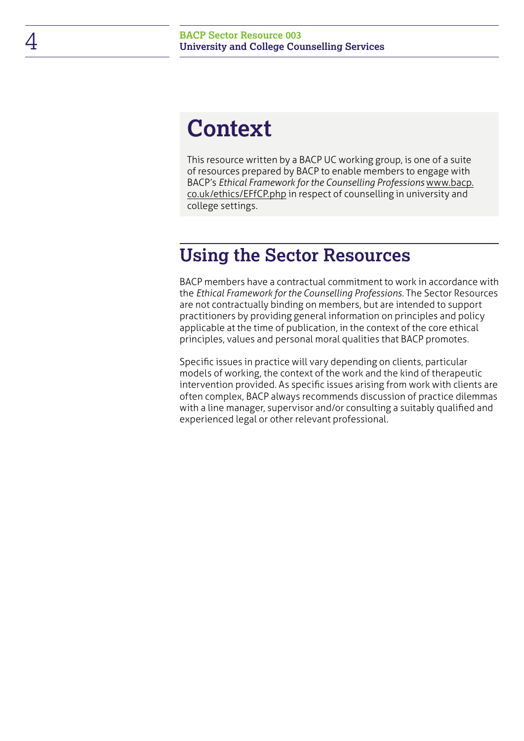# Context

This resource written by a BACP UC working group, is one of a suite of resources prepared by BACP to enable members to engage with BACP's *Ethical Framework for the Counselling Professions* www.bacp.co.uk/ethics/EFfCP.php in respect of counselling in university and college settings.

## Using the Sector Resources

BACP members have a contractual commitment to work in accordance with the *Ethical Framework for the Counselling Professions*. The Sector Resources are not contractually binding on members, but are intended to support practitioners by providing general information on principles and policy applicable at the time of publication, in the context of the core ethical principles, values and personal moral qualities that BACP promotes.

Specific issues in practice will vary depending on clients, particular models of working, the context of the work and the kind of therapeutic intervention provided. As specific issues arising from work with clients are often complex, BACP always recommends discussion of practice dilemmas with a line manager, supervisor and/or consulting a suitably qualified and experienced legal or other relevant professional.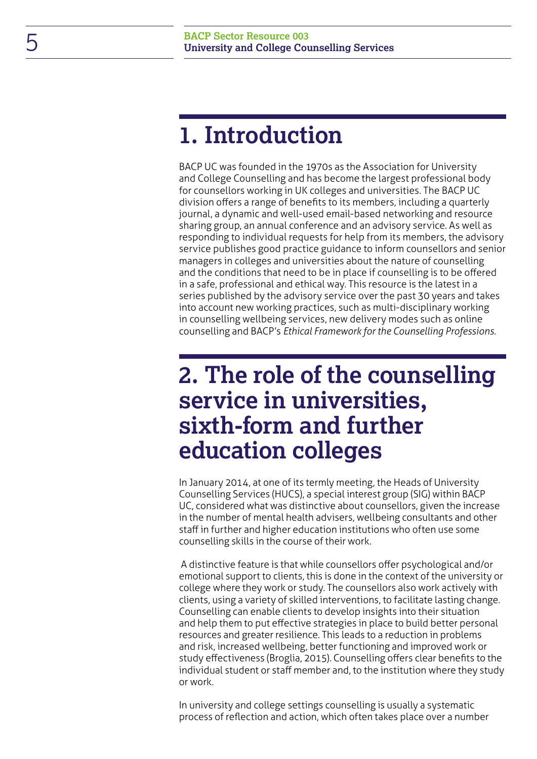# 1. Introduction

BACP UC was founded in the 1970s as the Association for University and College Counselling and has become the largest professional body for counsellors working in UK colleges and universities. The BACP UC division offers a range of benefits to its members, including a quarterly journal, a dynamic and well-used email-based networking and resource sharing group, an annual conference and an advisory service. As well as responding to individual requests for help from its members, the advisory service publishes good practice guidance to inform counsellors and senior managers in colleges and universities about the nature of counselling and the conditions that need to be in place if counselling is to be offered in a safe, professional and ethical way. This resource is the latest in a series published by the advisory service over the past 30 years and takes into account new working practices, such as multi-disciplinary working in counselling wellbeing services, new delivery modes such as online counselling and BACP's *Ethical Framework for the Counselling Professions*.

# 2. The role of the counselling service in universities, sixth-form and further education colleges

In January 2014, at one of its termly meeting, the Heads of University Counselling Services (HUCS), a special interest group (SIG) within BACP UC, considered what was distinctive about counsellors, given the increase in the number of mental health advisers, wellbeing consultants and other staff in further and higher education institutions who often use some counselling skills in the course of their work.

A distinctive feature is that while counsellors offer psychological and/or emotional support to clients, this is done in the context of the university or college where they work or study. The counsellors also work actively with clients, using a variety of skilled interventions, to facilitate lasting change. Counselling can enable clients to develop insights into their situation and help them to put effective strategies in place to build better personal resources and greater resilience. This leads to a reduction in problems and risk, increased wellbeing, better functioning and improved work or study effectiveness (Broglia, 2015). Counselling offers clear benefits to the individual student or staff member and, to the institution where they study or work.

In university and college settings counselling is usually a systematic process of reflection and action, which often takes place over a number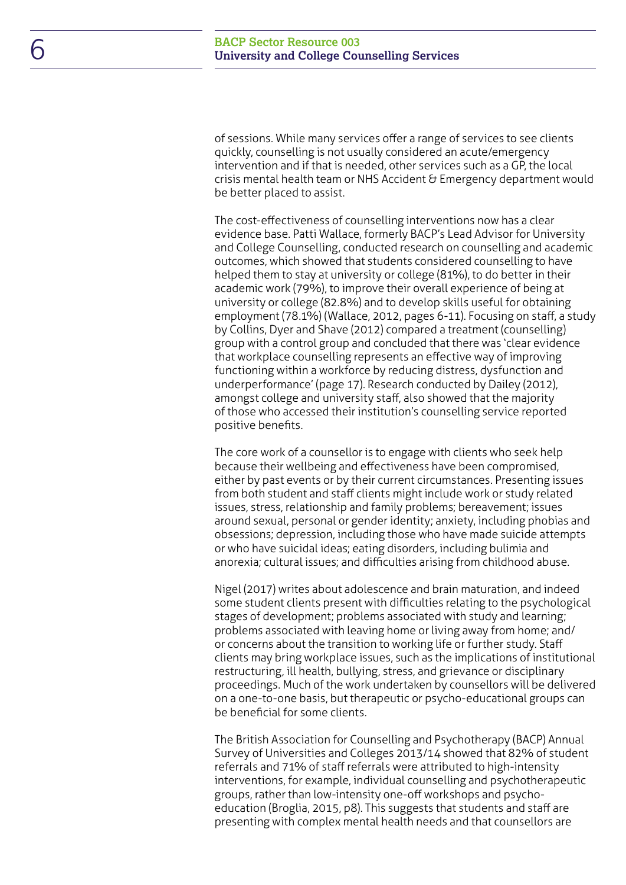of sessions. While many services offer a range of services to see clients quickly, counselling is not usually considered an acute/emergency intervention and if that is needed, other services such as a GP, the local crisis mental health team or NHS Accident & Emergency department would be better placed to assist.

The cost-effectiveness of counselling interventions now has a clear evidence base. Patti Wallace, formerly BACP's Lead Advisor for University and College Counselling, conducted research on counselling and academic outcomes, which showed that students considered counselling to have helped them to stay at university or college (81%), to do better in their academic work (79%), to improve their overall experience of being at university or college (82.8%) and to develop skills useful for obtaining employment (78.1%) (Wallace, 2012, pages 6-11). Focusing on staff, a study by Collins, Dyer and Shave (2012) compared a treatment (counselling) group with a control group and concluded that there was 'clear evidence that workplace counselling represents an effective way of improving functioning within a workforce by reducing distress, dysfunction and underperformance' (page 17). Research conducted by Dailey (2012), amongst college and university staff, also showed that the majority of those who accessed their institution's counselling service reported positive benefits.

The core work of a counsellor is to engage with clients who seek help because their wellbeing and effectiveness have been compromised, either by past events or by their current circumstances. Presenting issues from both student and staff clients might include work or study related issues, stress, relationship and family problems; bereavement; issues around sexual, personal or gender identity; anxiety, including phobias and obsessions; depression, including those who have made suicide attempts or who have suicidal ideas; eating disorders, including bulimia and anorexia; cultural issues; and difficulties arising from childhood abuse.

Nigel (2017) writes about adolescence and brain maturation, and indeed some student clients present with difficulties relating to the psychological stages of development; problems associated with study and learning; problems associated with leaving home or living away from home; and/or concerns about the transition to working life or further study. Staff clients may bring workplace issues, such as the implications of institutional restructuring, ill health, bullying, stress, and grievance or disciplinary proceedings. Much of the work undertaken by counsellors will be delivered on a one-to-one basis, but therapeutic or psycho-educational groups can be beneficial for some clients.

The British Association for Counselling and Psychotherapy (BACP) Annual Survey of Universities and Colleges 2013/14 showed that 82% of student referrals and 71% of staff referrals were attributed to high-intensity interventions, for example, individual counselling and psychotherapeutic groups, rather than low-intensity one-off workshops and psycho-education (Broglia, 2015, p8). This suggests that students and staff are presenting with complex mental health needs and that counsellors are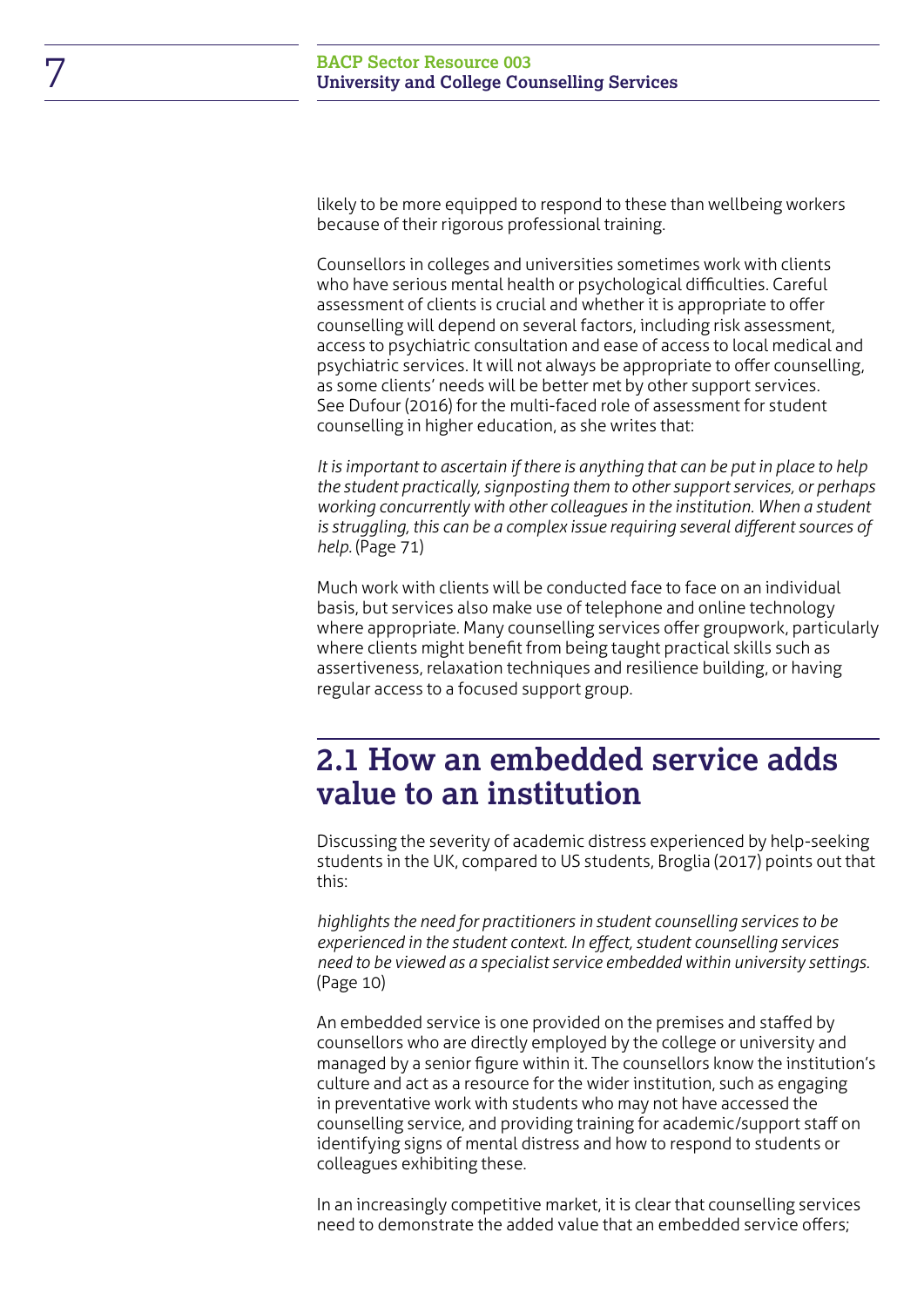likely to be more equipped to respond to these than wellbeing workers because of their rigorous professional training.

Counsellors in colleges and universities sometimes work with clients who have serious mental health or psychological difficulties. Careful assessment of clients is crucial and whether it is appropriate to offer counselling will depend on several factors, including risk assessment, access to psychiatric consultation and ease of access to local medical and psychiatric services. It will not always be appropriate to offer counselling, as some clients' needs will be better met by other support services. See Dufour (2016) for the multi-faced role of assessment for student counselling in higher education, as she writes that:

*It is important to ascertain if there is anything that can be put in place to help the student practically, signposting them to other support services, or perhaps working concurrently with other colleagues in the institution. When a student is struggling, this can be a complex issue requiring several different sources of help.* (Page 71)

Much work with clients will be conducted face to face on an individual basis, but services also make use of telephone and online technology where appropriate. Many counselling services offer groupwork, particularly where clients might benefit from being taught practical skills such as assertiveness, relaxation techniques and resilience building, or having regular access to a focused support group.

## 2.1 How an embedded service adds value to an institution

Discussing the severity of academic distress experienced by help-seeking students in the UK, compared to US students, Broglia (2017) points out that this:

*highlights the need for practitioners in student counselling services to be experienced in the student context. In effect, student counselling services need to be viewed as a specialist service embedded within university settings.* (Page 10)

An embedded service is one provided on the premises and staffed by counsellors who are directly employed by the college or university and managed by a senior figure within it. The counsellors know the institution's culture and act as a resource for the wider institution, such as engaging in preventative work with students who may not have accessed the counselling service, and providing training for academic/support staff on identifying signs of mental distress and how to respond to students or colleagues exhibiting these.

In an increasingly competitive market, it is clear that counselling services need to demonstrate the added value that an embedded service offers;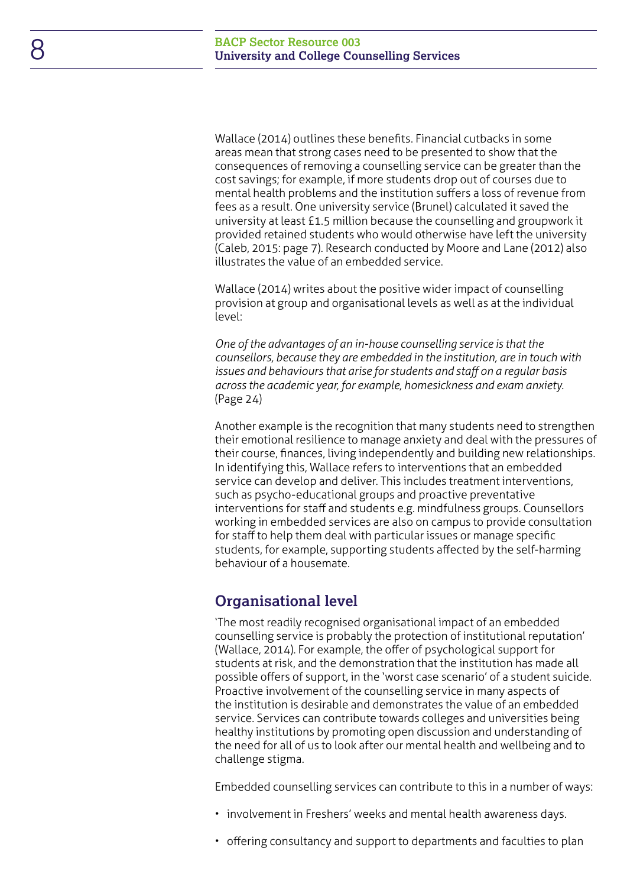Wallace (2014) outlines these benefits. Financial cutbacks in some areas mean that strong cases need to be presented to show that the consequences of removing a counselling service can be greater than the cost savings; for example, if more students drop out of courses due to mental health problems and the institution suffers a loss of revenue from fees as a result. One university service (Brunel) calculated it saved the university at least £1.5 million because the counselling and groupwork it provided retained students who would otherwise have left the university (Caleb, 2015: page 7). Research conducted by Moore and Lane (2012) also illustrates the value of an embedded service.

Wallace (2014) writes about the positive wider impact of counselling provision at group and organisational levels as well as at the individual level:

*One of the advantages of an in-house counselling service is that the counsellors, because they are embedded in the institution, are in touch with issues and behaviours that arise for students and staff on a regular basis across the academic year, for example, homesickness and exam anxiety.* (Page 24)

Another example is the recognition that many students need to strengthen their emotional resilience to manage anxiety and deal with the pressures of their course, finances, living independently and building new relationships. In identifying this, Wallace refers to interventions that an embedded service can develop and deliver. This includes treatment interventions, such as psycho-educational groups and proactive preventative interventions for staff and students e.g. mindfulness groups. Counsellors working in embedded services are also on campus to provide consultation for staff to help them deal with particular issues or manage specific students, for example, supporting students affected by the self-harming behaviour of a housemate.

## Organisational level

'The most readily recognised organisational impact of an embedded counselling service is probably the protection of institutional reputation' (Wallace, 2014). For example, the offer of psychological support for students at risk, and the demonstration that the institution has made all possible offers of support, in the 'worst case scenario' of a student suicide. Proactive involvement of the counselling service in many aspects of the institution is desirable and demonstrates the value of an embedded service. Services can contribute towards colleges and universities being healthy institutions by promoting open discussion and understanding of the need for all of us to look after our mental health and wellbeing and to challenge stigma.

Embedded counselling services can contribute to this in a number of ways:

- involvement in Freshers' weeks and mental health awareness days.
- offering consultancy and support to departments and faculties to plan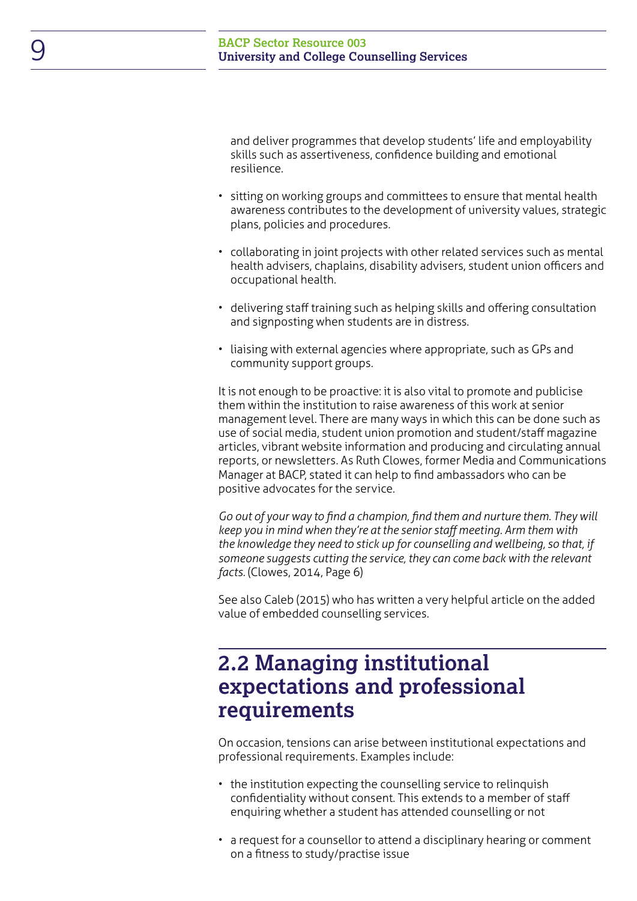and deliver programmes that develop students' life and employability skills such as assertiveness, confidence building and emotional resilience.

- sitting on working groups and committees to ensure that mental health awareness contributes to the development of university values, strategic plans, policies and procedures.
- collaborating in joint projects with other related services such as mental health advisers, chaplains, disability advisers, student union officers and occupational health.
- delivering staff training such as helping skills and offering consultation and signposting when students are in distress.
- liaising with external agencies where appropriate, such as GPs and community support groups.

It is not enough to be proactive: it is also vital to promote and publicise them within the institution to raise awareness of this work at senior management level. There are many ways in which this can be done such as use of social media, student union promotion and student/staff magazine articles, vibrant website information and producing and circulating annual reports, or newsletters. As Ruth Clowes, former Media and Communications Manager at BACP, stated it can help to find ambassadors who can be positive advocates for the service.

*Go out of your way to find a champion, find them and nurture them. They will keep you in mind when they're at the senior staff meeting. Arm them with the knowledge they need to stick up for counselling and wellbeing, so that, if someone suggests cutting the service, they can come back with the relevant facts.* (Clowes, 2014, Page 6)

See also Caleb (2015) who has written a very helpful article on the added value of embedded counselling services.

## 2.2 Managing institutional expectations and professional requirements

On occasion, tensions can arise between institutional expectations and professional requirements. Examples include:

- the institution expecting the counselling service to relinquish confidentiality without consent. This extends to a member of staff enquiring whether a student has attended counselling or not
- a request for a counsellor to attend a disciplinary hearing or comment on a fitness to study/practise issue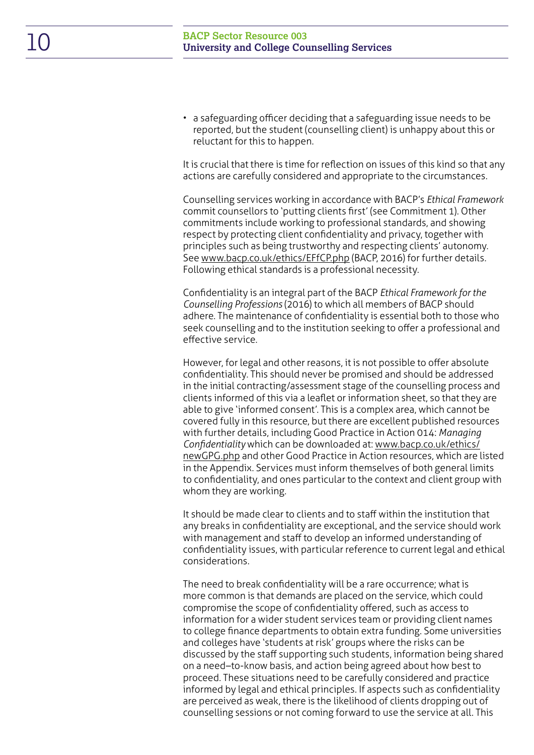- a safeguarding officer deciding that a safeguarding issue needs to be reported, but the student (counselling client) is unhappy about this or reluctant for this to happen.

It is crucial that there is time for reflection on issues of this kind so that any actions are carefully considered and appropriate to the circumstances.

Counselling services working in accordance with BACP's *Ethical Framework* commit counsellors to 'putting clients first' (see Commitment 1). Other commitments include working to professional standards, and showing respect by protecting client confidentiality and privacy, together with principles such as being trustworthy and respecting clients' autonomy. See www.bacp.co.uk/ethics/EFfCP.php (BACP, 2016) for further details. Following ethical standards is a professional necessity.

Confidentiality is an integral part of the BACP *Ethical Framework for the Counselling Professions* (2016) to which all members of BACP should adhere. The maintenance of confidentiality is essential both to those who seek counselling and to the institution seeking to offer a professional and effective service.

However, for legal and other reasons, it is not possible to offer absolute confidentiality. This should never be promised and should be addressed in the initial contracting/assessment stage of the counselling process and clients informed of this via a leaflet or information sheet, so that they are able to give 'informed consent'. This is a complex area, which cannot be covered fully in this resource, but there are excellent published resources with further details, including Good Practice in Action 014: *Managing Confidentiality* which can be downloaded at: www.bacp.co.uk/ethics/newGPG.php and other Good Practice in Action resources, which are listed in the Appendix. Services must inform themselves of both general limits to confidentiality, and ones particular to the context and client group with whom they are working.

It should be made clear to clients and to staff within the institution that any breaks in confidentiality are exceptional, and the service should work with management and staff to develop an informed understanding of confidentiality issues, with particular reference to current legal and ethical considerations.

The need to break confidentiality will be a rare occurrence; what is more common is that demands are placed on the service, which could compromise the scope of confidentiality offered, such as access to information for a wider student services team or providing client names to college finance departments to obtain extra funding. Some universities and colleges have 'students at risk' groups where the risks can be discussed by the staff supporting such students, information being shared on a need–to-know basis, and action being agreed about how best to proceed. These situations need to be carefully considered and practice informed by legal and ethical principles. If aspects such as confidentiality are perceived as weak, there is the likelihood of clients dropping out of counselling sessions or not coming forward to use the service at all. This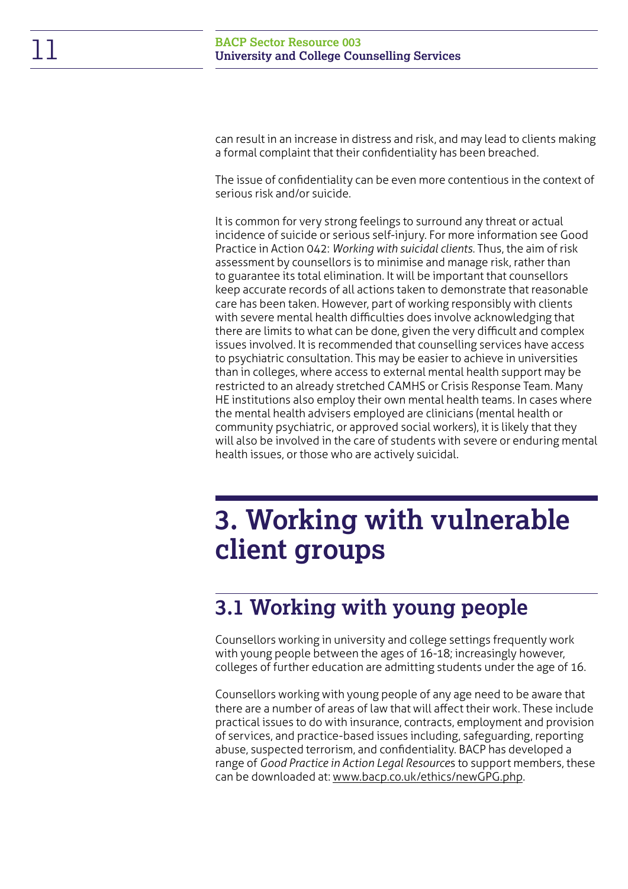can result in an increase in distress and risk, and may lead to clients making a formal complaint that their confidentiality has been breached.

The issue of confidentiality can be even more contentious in the context of serious risk and/or suicide.

It is common for very strong feelings to surround any threat or actual incidence of suicide or serious self-injury. For more information see Good Practice in Action 042: *Working with suicidal clients*. Thus, the aim of risk assessment by counsellors is to minimise and manage risk, rather than to guarantee its total elimination. It will be important that counsellors keep accurate records of all actions taken to demonstrate that reasonable care has been taken. However, part of working responsibly with clients with severe mental health difficulties does involve acknowledging that there are limits to what can be done, given the very difficult and complex issues involved. It is recommended that counselling services have access to psychiatric consultation. This may be easier to achieve in universities than in colleges, where access to external mental health support may be restricted to an already stretched CAMHS or Crisis Response Team. Many HE institutions also employ their own mental health teams. In cases where the mental health advisers employed are clinicians (mental health or community psychiatric, or approved social workers), it is likely that they will also be involved in the care of students with severe or enduring mental health issues, or those who are actively suicidal.

# 3. Working with vulnerable client groups

## 3.1 Working with young people

Counsellors working in university and college settings frequently work with young people between the ages of 16-18; increasingly however, colleges of further education are admitting students under the age of 16.

Counsellors working with young people of any age need to be aware that there are a number of areas of law that will affect their work. These include practical issues to do with insurance, contracts, employment and provision of services, and practice-based issues including, safeguarding, reporting abuse, suspected terrorism, and confidentiality. BACP has developed a range of *Good Practice in Action Legal Resources* to support members, these can be downloaded at: www.bacp.co.uk/ethics/newGPG.php.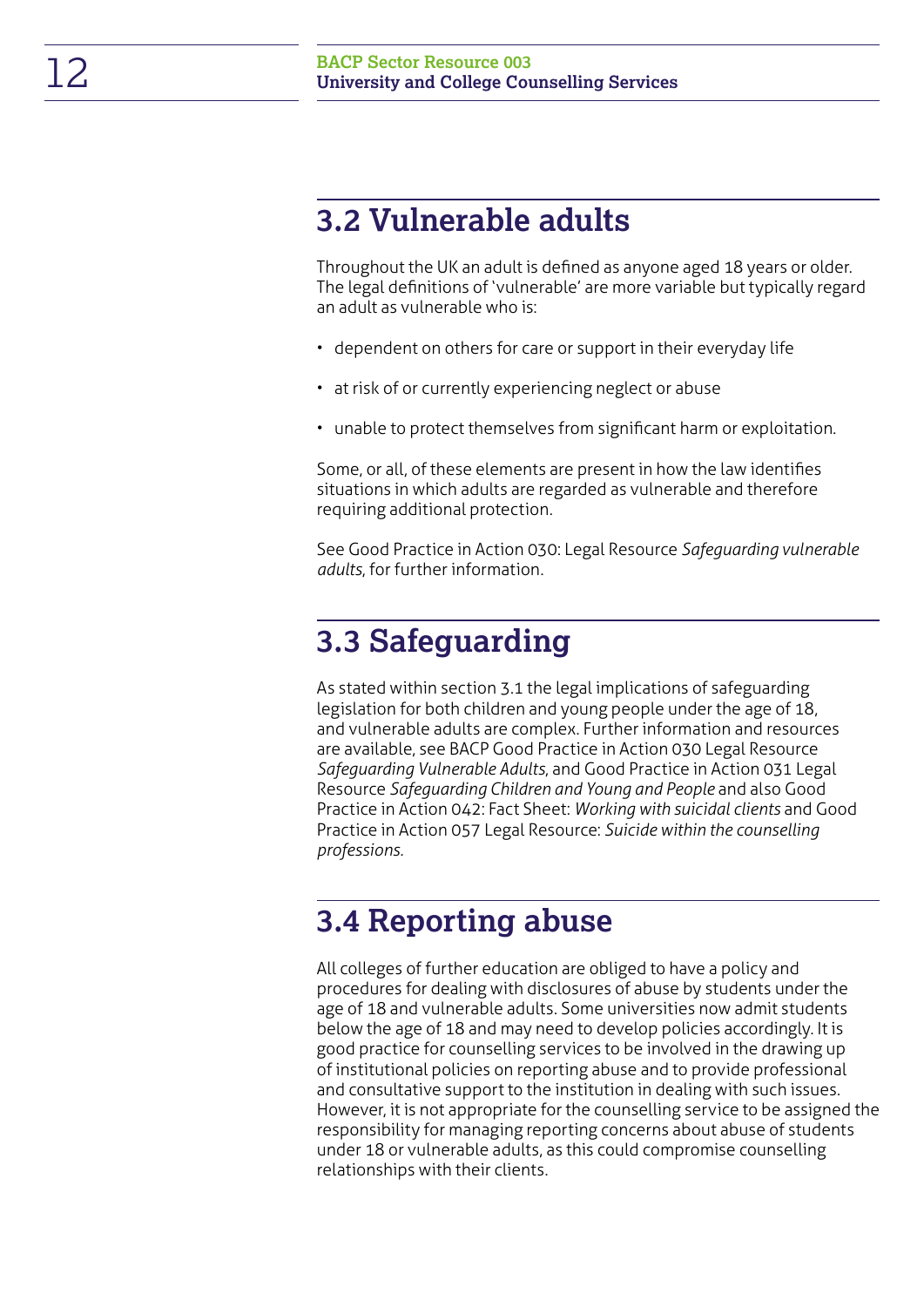## 3.2 Vulnerable adults

Throughout the UK an adult is defined as anyone aged 18 years or older. The legal definitions of 'vulnerable' are more variable but typically regard an adult as vulnerable who is:

- dependent on others for care or support in their everyday life
- at risk of or currently experiencing neglect or abuse
- unable to protect themselves from significant harm or exploitation.

Some, or all, of these elements are present in how the law identifies situations in which adults are regarded as vulnerable and therefore requiring additional protection.

See Good Practice in Action 030: Legal Resource *Safeguarding vulnerable adults*, for further information.

## 3.3 Safeguarding

As stated within section 3.1 the legal implications of safeguarding legislation for both children and young people under the age of 18, and vulnerable adults are complex. Further information and resources are available, see BACP Good Practice in Action 030 Legal Resource *Safeguarding Vulnerable Adults*, and Good Practice in Action 031 Legal Resource *Safeguarding Children and Young and People* and also Good Practice in Action 042: Fact Sheet: *Working with suicidal clients* and Good Practice in Action 057 Legal Resource: *Suicide within the counselling professions.*

## 3.4 Reporting abuse

All colleges of further education are obliged to have a policy and procedures for dealing with disclosures of abuse by students under the age of 18 and vulnerable adults. Some universities now admit students below the age of 18 and may need to develop policies accordingly. It is good practice for counselling services to be involved in the drawing up of institutional policies on reporting abuse and to provide professional and consultative support to the institution in dealing with such issues. However, it is not appropriate for the counselling service to be assigned the responsibility for managing reporting concerns about abuse of students under 18 or vulnerable adults, as this could compromise counselling relationships with their clients.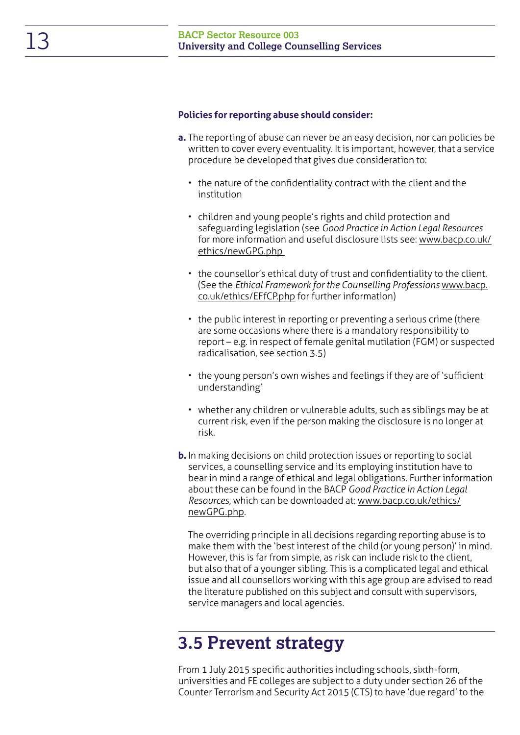**Policies for reporting abuse should consider:**

**a.** The reporting of abuse can never be an easy decision, nor can policies be written to cover every eventuality. It is important, however, that a service procedure be developed that gives due consideration to:

- the nature of the confidentiality contract with the client and the institution
- children and young people's rights and child protection and safeguarding legislation (see *Good Practice in Action Legal Resources* for more information and useful disclosure lists see: www.bacp.co.uk/ethics/newGPG.php
- the counsellor's ethical duty of trust and confidentiality to the client. (See the *Ethical Framework for the Counselling Professions* www.bacp.co.uk/ethics/EFfCP.php for further information)
- the public interest in reporting or preventing a serious crime (there are some occasions where there is a mandatory responsibility to report – e.g. in respect of female genital mutilation (FGM) or suspected radicalisation, see section 3.5)
- the young person's own wishes and feelings if they are of 'sufficient understanding'
- whether any children or vulnerable adults, such as siblings may be at current risk, even if the person making the disclosure is no longer at risk.

**b.** In making decisions on child protection issues or reporting to social services, a counselling service and its employing institution have to bear in mind a range of ethical and legal obligations. Further information about these can be found in the BACP *Good Practice in Action Legal Resources*, which can be downloaded at: www.bacp.co.uk/ethics/newGPG.php.

The overriding principle in all decisions regarding reporting abuse is to make them with the 'best interest of the child (or young person)' in mind. However, this is far from simple, as risk can include risk to the client, but also that of a younger sibling. This is a complicated legal and ethical issue and all counsellors working with this age group are advised to read the literature published on this subject and consult with supervisors, service managers and local agencies.

## 3.5 Prevent strategy

From 1 July 2015 specific authorities including schools, sixth-form, universities and FE colleges are subject to a duty under section 26 of the Counter Terrorism and Security Act 2015 (CTS) to have 'due regard' to the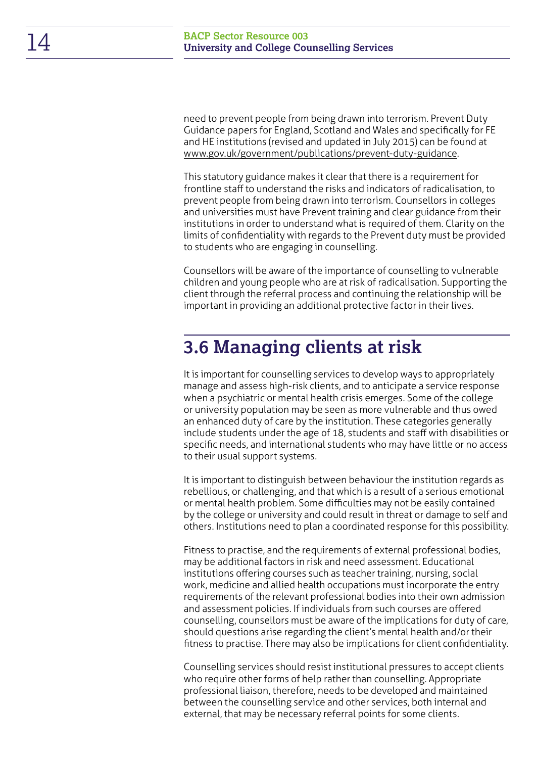need to prevent people from being drawn into terrorism. Prevent Duty Guidance papers for England, Scotland and Wales and specifically for FE and HE institutions (revised and updated in July 2015) can be found at www.gov.uk/government/publications/prevent-duty-guidance.

This statutory guidance makes it clear that there is a requirement for frontline staff to understand the risks and indicators of radicalisation, to prevent people from being drawn into terrorism. Counsellors in colleges and universities must have Prevent training and clear guidance from their institutions in order to understand what is required of them. Clarity on the limits of confidentiality with regards to the Prevent duty must be provided to students who are engaging in counselling.

Counsellors will be aware of the importance of counselling to vulnerable children and young people who are at risk of radicalisation. Supporting the client through the referral process and continuing the relationship will be important in providing an additional protective factor in their lives.

## 3.6 Managing clients at risk

It is important for counselling services to develop ways to appropriately manage and assess high-risk clients, and to anticipate a service response when a psychiatric or mental health crisis emerges. Some of the college or university population may be seen as more vulnerable and thus owed an enhanced duty of care by the institution. These categories generally include students under the age of 18, students and staff with disabilities or specific needs, and international students who may have little or no access to their usual support systems.

It is important to distinguish between behaviour the institution regards as rebellious, or challenging, and that which is a result of a serious emotional or mental health problem. Some difficulties may not be easily contained by the college or university and could result in threat or damage to self and others. Institutions need to plan a coordinated response for this possibility.

Fitness to practise, and the requirements of external professional bodies, may be additional factors in risk and need assessment. Educational institutions offering courses such as teacher training, nursing, social work, medicine and allied health occupations must incorporate the entry requirements of the relevant professional bodies into their own admission and assessment policies. If individuals from such courses are offered counselling, counsellors must be aware of the implications for duty of care, should questions arise regarding the client's mental health and/or their fitness to practise. There may also be implications for client confidentiality.

Counselling services should resist institutional pressures to accept clients who require other forms of help rather than counselling. Appropriate professional liaison, therefore, needs to be developed and maintained between the counselling service and other services, both internal and external, that may be necessary referral points for some clients.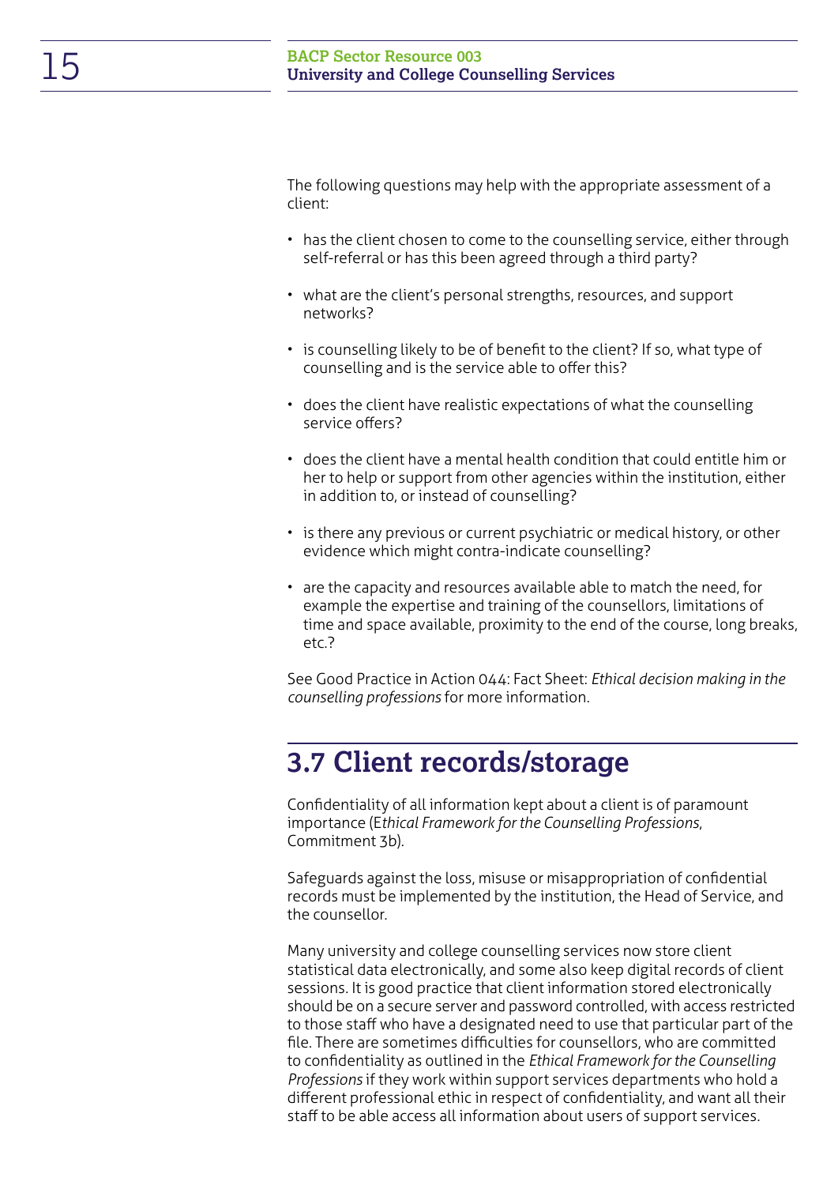The following questions may help with the appropriate assessment of a client:

- has the client chosen to come to the counselling service, either through self-referral or has this been agreed through a third party?
- what are the client's personal strengths, resources, and support networks?
- is counselling likely to be of benefit to the client? If so, what type of counselling and is the service able to offer this?
- does the client have realistic expectations of what the counselling service offers?
- does the client have a mental health condition that could entitle him or her to help or support from other agencies within the institution, either in addition to, or instead of counselling?
- is there any previous or current psychiatric or medical history, or other evidence which might contra-indicate counselling?
- are the capacity and resources available able to match the need, for example the expertise and training of the counsellors, limitations of time and space available, proximity to the end of the course, long breaks, etc.?

See Good Practice in Action 044: Fact Sheet: *Ethical decision making in the counselling professions* for more information.

## 3.7 Client records/storage

Confidentiality of all information kept about a client is of paramount importance (*Ethical Framework for the Counselling Professions*, Commitment 3b).

Safeguards against the loss, misuse or misappropriation of confidential records must be implemented by the institution, the Head of Service, and the counsellor.

Many university and college counselling services now store client statistical data electronically, and some also keep digital records of client sessions. It is good practice that client information stored electronically should be on a secure server and password controlled, with access restricted to those staff who have a designated need to use that particular part of the file. There are sometimes difficulties for counsellors, who are committed to confidentiality as outlined in the *Ethical Framework for the Counselling Professions* if they work within support services departments who hold a different professional ethic in respect of confidentiality, and want all their staff to be able access all information about users of support services.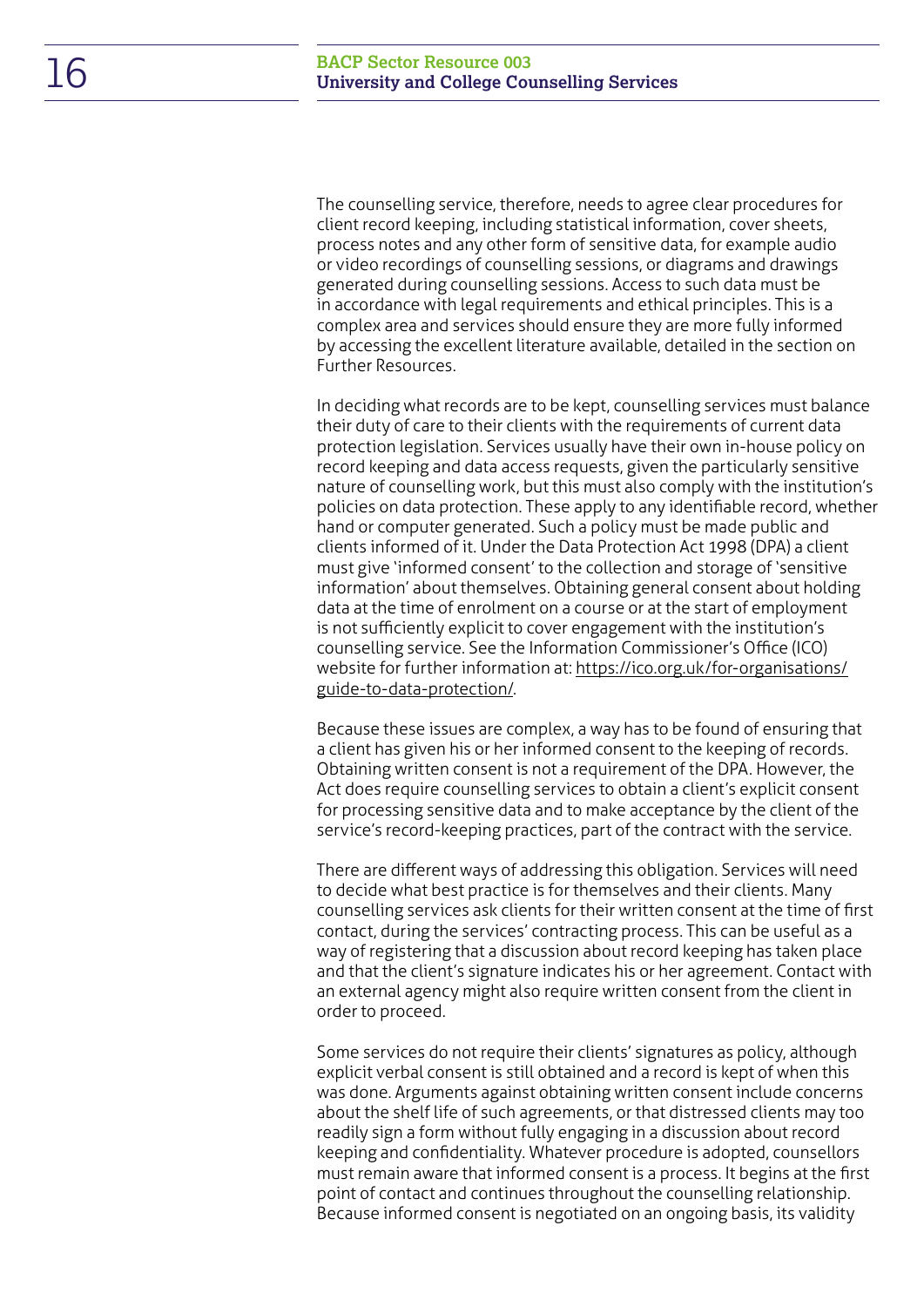The counselling service, therefore, needs to agree clear procedures for client record keeping, including statistical information, cover sheets, process notes and any other form of sensitive data, for example audio or video recordings of counselling sessions, or diagrams and drawings generated during counselling sessions. Access to such data must be in accordance with legal requirements and ethical principles. This is a complex area and services should ensure they are more fully informed by accessing the excellent literature available, detailed in the section on Further Resources.

In deciding what records are to be kept, counselling services must balance their duty of care to their clients with the requirements of current data protection legislation. Services usually have their own in-house policy on record keeping and data access requests, given the particularly sensitive nature of counselling work, but this must also comply with the institution's policies on data protection. These apply to any identifiable record, whether hand or computer generated. Such a policy must be made public and clients informed of it. Under the Data Protection Act 1998 (DPA) a client must give 'informed consent' to the collection and storage of 'sensitive information' about themselves. Obtaining general consent about holding data at the time of enrolment on a course or at the start of employment is not sufficiently explicit to cover engagement with the institution's counselling service. See the Information Commissioner's Office (ICO) website for further information at: https://ico.org.uk/for-organisations/guide-to-data-protection/.

Because these issues are complex, a way has to be found of ensuring that a client has given his or her informed consent to the keeping of records. Obtaining written consent is not a requirement of the DPA. However, the Act does require counselling services to obtain a client's explicit consent for processing sensitive data and to make acceptance by the client of the service's record-keeping practices, part of the contract with the service.

There are different ways of addressing this obligation. Services will need to decide what best practice is for themselves and their clients. Many counselling services ask clients for their written consent at the time of first contact, during the services' contracting process. This can be useful as a way of registering that a discussion about record keeping has taken place and that the client's signature indicates his or her agreement. Contact with an external agency might also require written consent from the client in order to proceed.

Some services do not require their clients' signatures as policy, although explicit verbal consent is still obtained and a record is kept of when this was done. Arguments against obtaining written consent include concerns about the shelf life of such agreements, or that distressed clients may too readily sign a form without fully engaging in a discussion about record keeping and confidentiality. Whatever procedure is adopted, counsellors must remain aware that informed consent is a process. It begins at the first point of contact and continues throughout the counselling relationship. Because informed consent is negotiated on an ongoing basis, its validity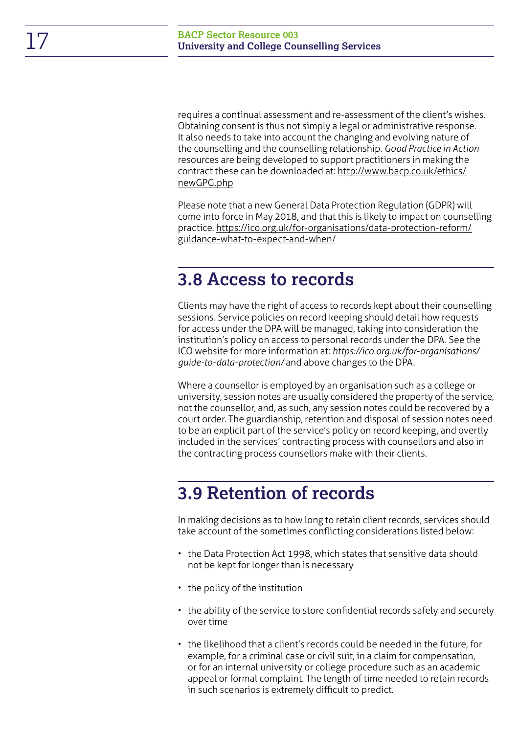requires a continual assessment and re-assessment of the client's wishes. Obtaining consent is thus not simply a legal or administrative response. It also needs to take into account the changing and evolving nature of the counselling and the counselling relationship. *Good Practice in Action* resources are being developed to support practitioners in making the contract these can be downloaded at: http://www.bacp.co.uk/ethics/newGPG.php

Please note that a new General Data Protection Regulation (GDPR) will come into force in May 2018, and that this is likely to impact on counselling practice. https://ico.org.uk/for-organisations/data-protection-reform/guidance-what-to-expect-and-when/

## 3.8 Access to records

Clients may have the right of access to records kept about their counselling sessions. Service policies on record keeping should detail how requests for access under the DPA will be managed, taking into consideration the institution's policy on access to personal records under the DPA. See the ICO website for more information at: *https://ico.org.uk/for-organisations/guide-to-data-protection/* and above changes to the DPA.

Where a counsellor is employed by an organisation such as a college or university, session notes are usually considered the property of the service, not the counsellor, and, as such, any session notes could be recovered by a court order. The guardianship, retention and disposal of session notes need to be an explicit part of the service's policy on record keeping, and overtly included in the services' contracting process with counsellors and also in the contracting process counsellors make with their clients.

## 3.9 Retention of records

In making decisions as to how long to retain client records, services should take account of the sometimes conflicting considerations listed below:

- the Data Protection Act 1998, which states that sensitive data should not be kept for longer than is necessary
- the policy of the institution
- the ability of the service to store confidential records safely and securely over time
- the likelihood that a client's records could be needed in the future, for example, for a criminal case or civil suit, in a claim for compensation, or for an internal university or college procedure such as an academic appeal or formal complaint. The length of time needed to retain records in such scenarios is extremely difficult to predict.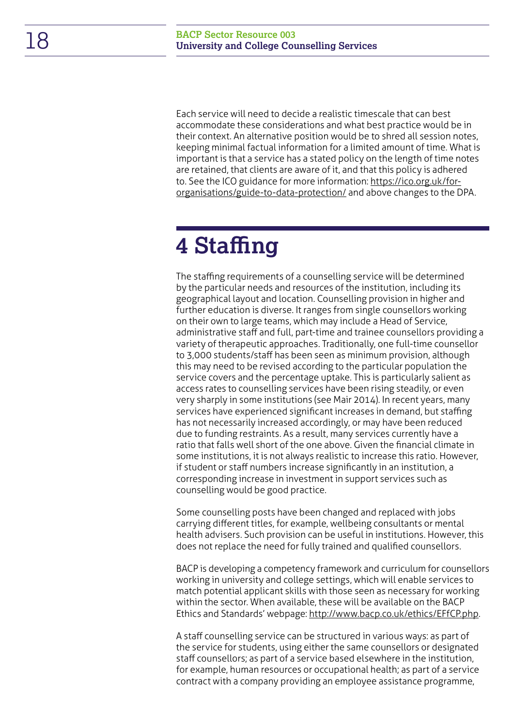Each service will need to decide a realistic timescale that can best accommodate these considerations and what best practice would be in their context. An alternative position would be to shred all session notes, keeping minimal factual information for a limited amount of time. What is important is that a service has a stated policy on the length of time notes are retained, that clients are aware of it, and that this policy is adhered to. See the ICO guidance for more information: https://ico.org.uk/for-organisations/guide-to-data-protection/ and above changes to the DPA.

# 4 Staffing

The staffing requirements of a counselling service will be determined by the particular needs and resources of the institution, including its geographical layout and location. Counselling provision in higher and further education is diverse. It ranges from single counsellors working on their own to large teams, which may include a Head of Service, administrative staff and full, part-time and trainee counsellors providing a variety of therapeutic approaches. Traditionally, one full-time counsellor to 3,000 students/staff has been seen as minimum provision, although this may need to be revised according to the particular population the service covers and the percentage uptake. This is particularly salient as access rates to counselling services have been rising steadily, or even very sharply in some institutions (see Mair 2014). In recent years, many services have experienced significant increases in demand, but staffing has not necessarily increased accordingly, or may have been reduced due to funding restraints. As a result, many services currently have a ratio that falls well short of the one above. Given the financial climate in some institutions, it is not always realistic to increase this ratio. However, if student or staff numbers increase significantly in an institution, a corresponding increase in investment in support services such as counselling would be good practice.

Some counselling posts have been changed and replaced with jobs carrying different titles, for example, wellbeing consultants or mental health advisers. Such provision can be useful in institutions. However, this does not replace the need for fully trained and qualified counsellors.

BACP is developing a competency framework and curriculum for counsellors working in university and college settings, which will enable services to match potential applicant skills with those seen as necessary for working within the sector. When available, these will be available on the BACP Ethics and Standards' webpage: http://www.bacp.co.uk/ethics/EFfCP.php.

A staff counselling service can be structured in various ways: as part of the service for students, using either the same counsellors or designated staff counsellors; as part of a service based elsewhere in the institution, for example, human resources or occupational health; as part of a service contract with a company providing an employee assistance programme,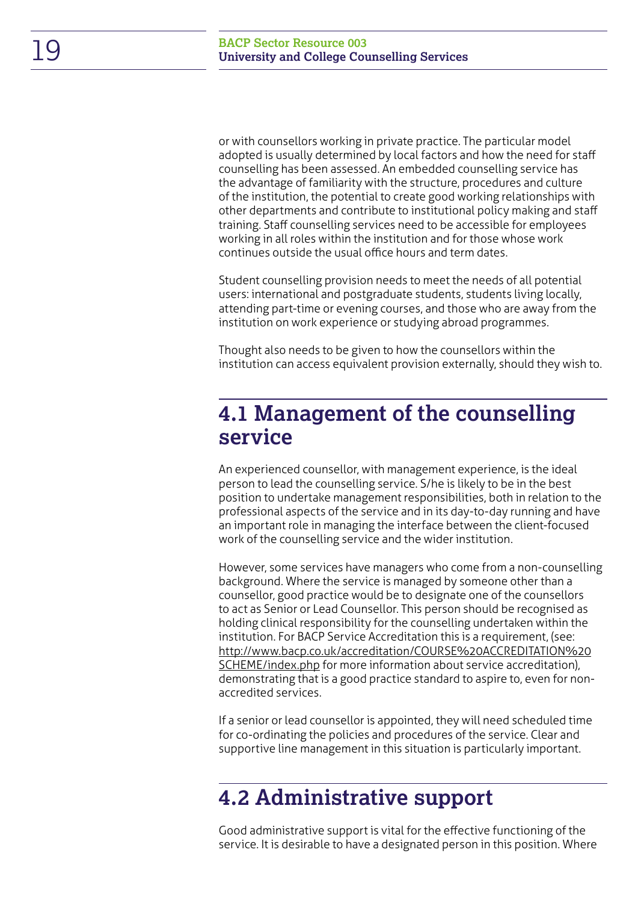or with counsellors working in private practice. The particular model adopted is usually determined by local factors and how the need for staff counselling has been assessed. An embedded counselling service has the advantage of familiarity with the structure, procedures and culture of the institution, the potential to create good working relationships with other departments and contribute to institutional policy making and staff training. Staff counselling services need to be accessible for employees working in all roles within the institution and for those whose work continues outside the usual office hours and term dates.

Student counselling provision needs to meet the needs of all potential users: international and postgraduate students, students living locally, attending part-time or evening courses, and those who are away from the institution on work experience or studying abroad programmes.

Thought also needs to be given to how the counsellors within the institution can access equivalent provision externally, should they wish to.

## 4.1 Management of the counselling service

An experienced counsellor, with management experience, is the ideal person to lead the counselling service. S/he is likely to be in the best position to undertake management responsibilities, both in relation to the professional aspects of the service and in its day-to-day running and have an important role in managing the interface between the client-focused work of the counselling service and the wider institution.

However, some services have managers who come from a non-counselling background. Where the service is managed by someone other than a counsellor, good practice would be to designate one of the counsellors to act as Senior or Lead Counsellor. This person should be recognised as holding clinical responsibility for the counselling undertaken within the institution. For BACP Service Accreditation this is a requirement, (see: http://www.bacp.co.uk/accreditation/COURSE%20ACCREDITATION%20SCHEME/index.php for more information about service accreditation), demonstrating that is a good practice standard to aspire to, even for non-accredited services.

If a senior or lead counsellor is appointed, they will need scheduled time for co-ordinating the policies and procedures of the service. Clear and supportive line management in this situation is particularly important.

## 4.2 Administrative support

Good administrative support is vital for the effective functioning of the service. It is desirable to have a designated person in this position. Where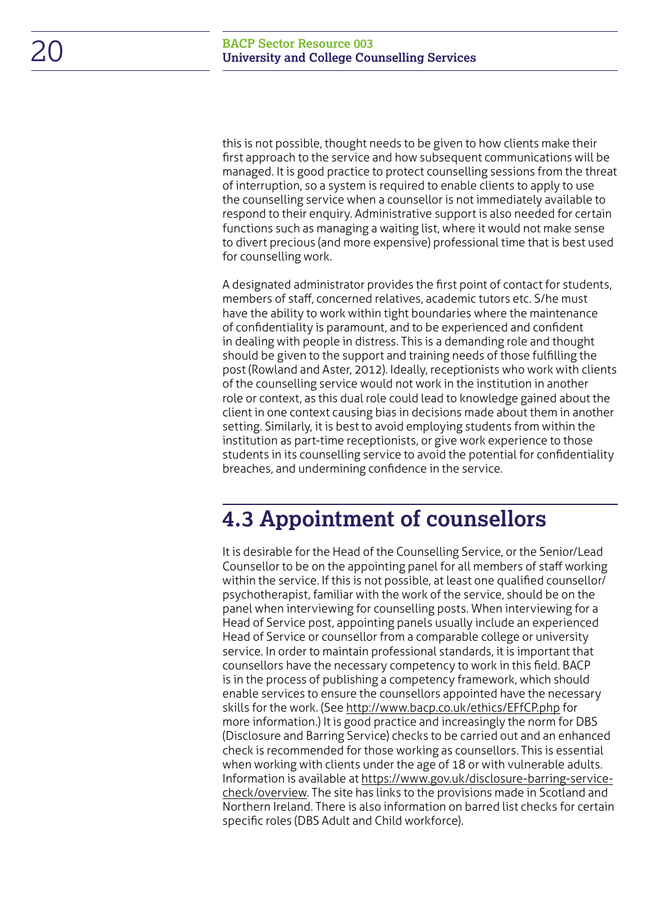this is not possible, thought needs to be given to how clients make their first approach to the service and how subsequent communications will be managed. It is good practice to protect counselling sessions from the threat of interruption, so a system is required to enable clients to apply to use the counselling service when a counsellor is not immediately available to respond to their enquiry. Administrative support is also needed for certain functions such as managing a waiting list, where it would not make sense to divert precious (and more expensive) professional time that is best used for counselling work.

A designated administrator provides the first point of contact for students, members of staff, concerned relatives, academic tutors etc. S/he must have the ability to work within tight boundaries where the maintenance of confidentiality is paramount, and to be experienced and confident in dealing with people in distress. This is a demanding role and thought should be given to the support and training needs of those fulfilling the post (Rowland and Aster, 2012). Ideally, receptionists who work with clients of the counselling service would not work in the institution in another role or context, as this dual role could lead to knowledge gained about the client in one context causing bias in decisions made about them in another setting. Similarly, it is best to avoid employing students from within the institution as part-time receptionists, or give work experience to those students in its counselling service to avoid the potential for confidentiality breaches, and undermining confidence in the service.

## 4.3 Appointment of counsellors

It is desirable for the Head of the Counselling Service, or the Senior/Lead Counsellor to be on the appointing panel for all members of staff working within the service. If this is not possible, at least one qualified counsellor/psychotherapist, familiar with the work of the service, should be on the panel when interviewing for counselling posts. When interviewing for a Head of Service post, appointing panels usually include an experienced Head of Service or counsellor from a comparable college or university service. In order to maintain professional standards, it is important that counsellors have the necessary competency to work in this field. BACP is in the process of publishing a competency framework, which should enable services to ensure the counsellors appointed have the necessary skills for the work. (See http://www.bacp.co.uk/ethics/EFfCP.php for more information.) It is good practice and increasingly the norm for DBS (Disclosure and Barring Service) checks to be carried out and an enhanced check is recommended for those working as counsellors. This is essential when working with clients under the age of 18 or with vulnerable adults. Information is available at https://www.gov.uk/disclosure-barring-service-check/overview. The site has links to the provisions made in Scotland and Northern Ireland. There is also information on barred list checks for certain specific roles (DBS Adult and Child workforce).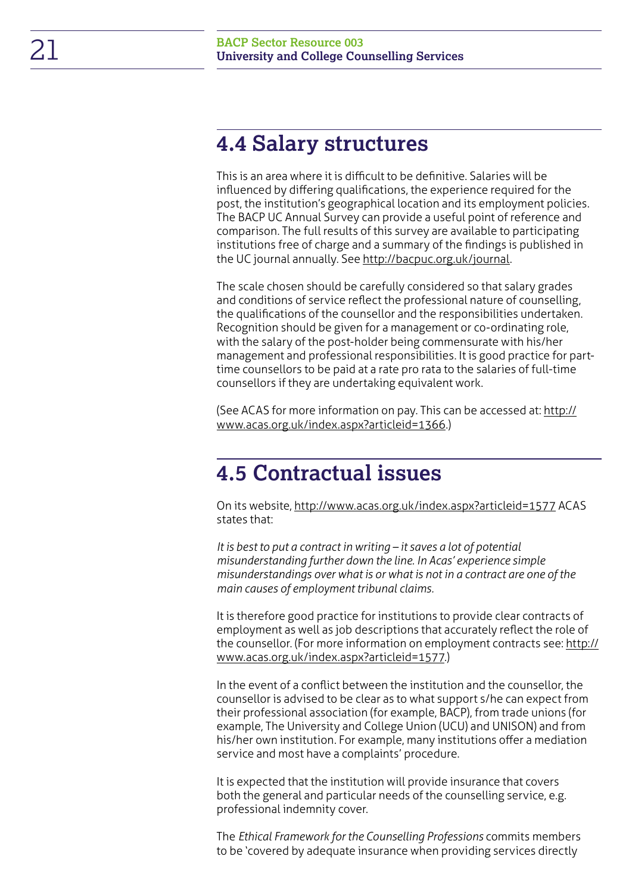## 4.4 Salary structures

This is an area where it is difficult to be definitive. Salaries will be influenced by differing qualifications, the experience required for the post, the institution's geographical location and its employment policies. The BACP UC Annual Survey can provide a useful point of reference and comparison. The full results of this survey are available to participating institutions free of charge and a summary of the findings is published in the UC journal annually. See http://bacpuc.org.uk/journal.

The scale chosen should be carefully considered so that salary grades and conditions of service reflect the professional nature of counselling, the qualifications of the counsellor and the responsibilities undertaken. Recognition should be given for a management or co-ordinating role, with the salary of the post-holder being commensurate with his/her management and professional responsibilities. It is good practice for part-time counsellors to be paid at a rate pro rata to the salaries of full-time counsellors if they are undertaking equivalent work.

(See ACAS for more information on pay. This can be accessed at: http://www.acas.org.uk/index.aspx?articleid=1366.)

## 4.5 Contractual issues

On its website, http://www.acas.org.uk/index.aspx?articleid=1577 ACAS states that:

*It is best to put a contract in writing – it saves a lot of potential misunderstanding further down the line. In Acas' experience simple misunderstandings over what is or what is not in a contract are one of the main causes of employment tribunal claims.*

It is therefore good practice for institutions to provide clear contracts of employment as well as job descriptions that accurately reflect the role of the counsellor. (For more information on employment contracts see: http://www.acas.org.uk/index.aspx?articleid=1577.)

In the event of a conflict between the institution and the counsellor, the counsellor is advised to be clear as to what support s/he can expect from their professional association (for example, BACP), from trade unions (for example, The University and College Union (UCU) and UNISON) and from his/her own institution. For example, many institutions offer a mediation service and most have a complaints' procedure.

It is expected that the institution will provide insurance that covers both the general and particular needs of the counselling service, e.g. professional indemnity cover.

The *Ethical Framework for the Counselling Professions* commits members to be 'covered by adequate insurance when providing services directly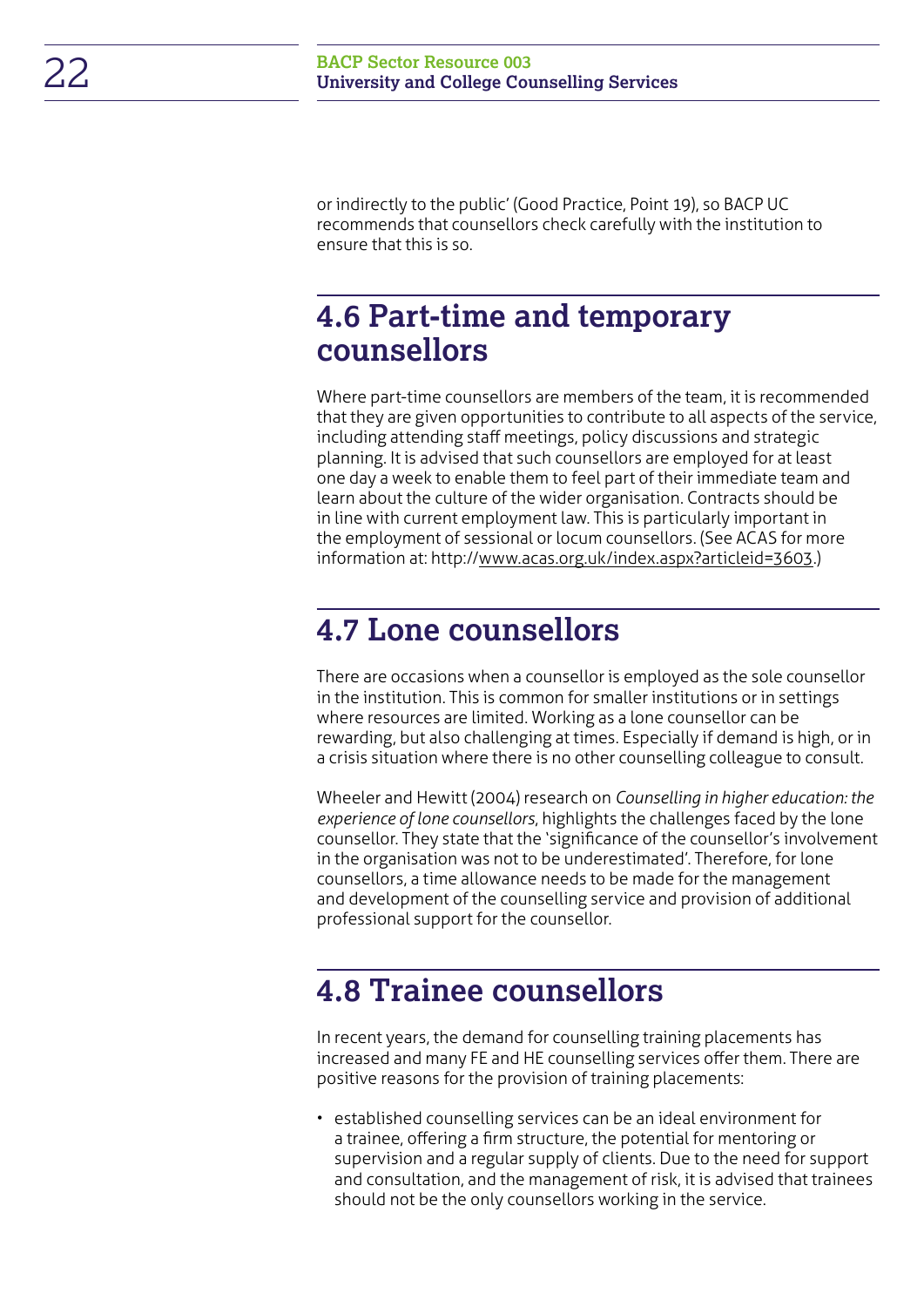or indirectly to the public' (Good Practice, Point 19), so BACP UC recommends that counsellors check carefully with the institution to ensure that this is so.

## 4.6 Part-time and temporary counsellors

Where part-time counsellors are members of the team, it is recommended that they are given opportunities to contribute to all aspects of the service, including attending staff meetings, policy discussions and strategic planning. It is advised that such counsellors are employed for at least one day a week to enable them to feel part of their immediate team and learn about the culture of the wider organisation. Contracts should be in line with current employment law. This is particularly important in the employment of sessional or locum counsellors. (See ACAS for more information at: http://www.acas.org.uk/index.aspx?articleid=3603.)

## 4.7 Lone counsellors

There are occasions when a counsellor is employed as the sole counsellor in the institution. This is common for smaller institutions or in settings where resources are limited. Working as a lone counsellor can be rewarding, but also challenging at times. Especially if demand is high, or in a crisis situation where there is no other counselling colleague to consult.

Wheeler and Hewitt (2004) research on *Counselling in higher education: the experience of lone counsellors*, highlights the challenges faced by the lone counsellor. They state that the 'significance of the counsellor's involvement in the organisation was not to be underestimated'. Therefore, for lone counsellors, a time allowance needs to be made for the management and development of the counselling service and provision of additional professional support for the counsellor.

## 4.8 Trainee counsellors

In recent years, the demand for counselling training placements has increased and many FE and HE counselling services offer them. There are positive reasons for the provision of training placements:

- established counselling services can be an ideal environment for a trainee, offering a firm structure, the potential for mentoring or supervision and a regular supply of clients. Due to the need for support and consultation, and the management of risk, it is advised that trainees should not be the only counsellors working in the service.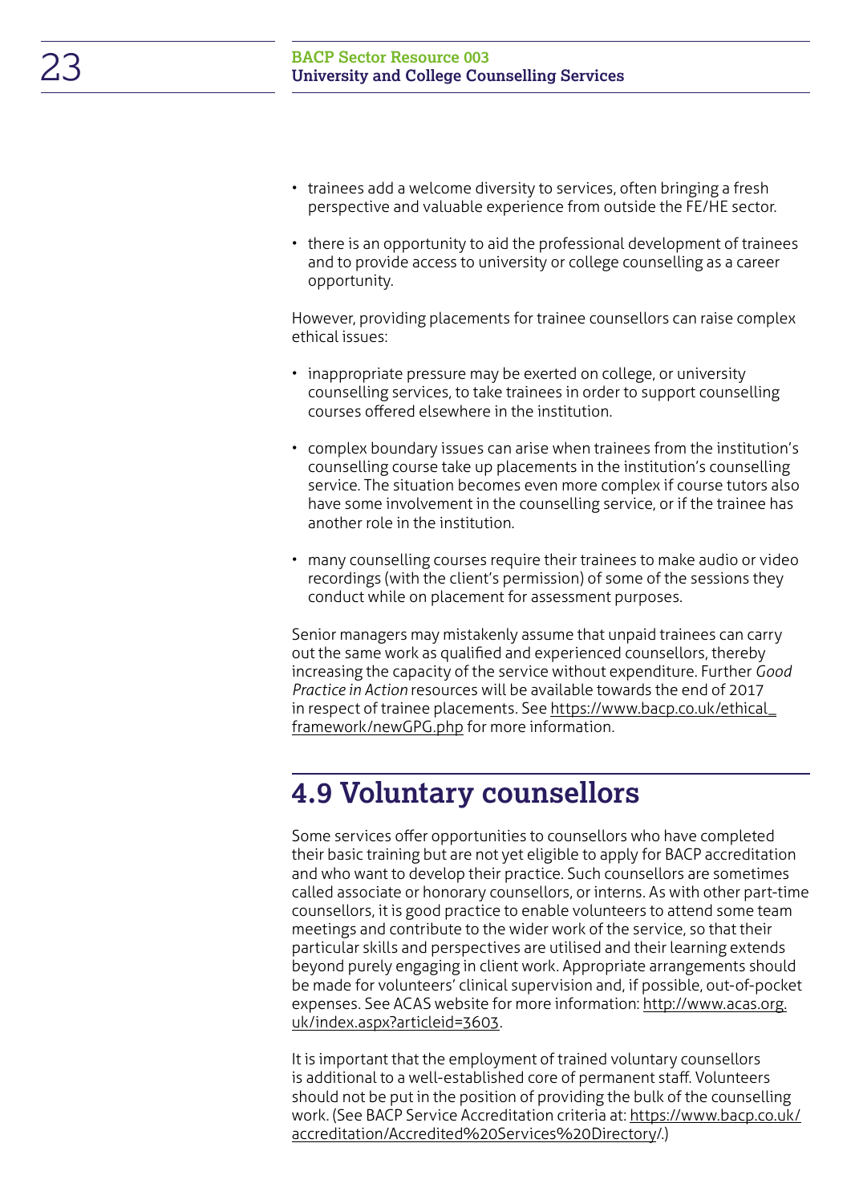- trainees add a welcome diversity to services, often bringing a fresh perspective and valuable experience from outside the FE/HE sector.

- there is an opportunity to aid the professional development of trainees and to provide access to university or college counselling as a career opportunity.

However, providing placements for trainee counsellors can raise complex ethical issues:

- inappropriate pressure may be exerted on college, or university counselling services, to take trainees in order to support counselling courses offered elsewhere in the institution.

- complex boundary issues can arise when trainees from the institution's counselling course take up placements in the institution's counselling service. The situation becomes even more complex if course tutors also have some involvement in the counselling service, or if the trainee has another role in the institution.

- many counselling courses require their trainees to make audio or video recordings (with the client's permission) of some of the sessions they conduct while on placement for assessment purposes.

Senior managers may mistakenly assume that unpaid trainees can carry out the same work as qualified and experienced counsellors, thereby increasing the capacity of the service without expenditure. Further *Good Practice in Action* resources will be available towards the end of 2017 in respect of trainee placements. See https://www.bacp.co.uk/ethical_framework/newGPG.php for more information.

## 4.9 Voluntary counsellors

Some services offer opportunities to counsellors who have completed their basic training but are not yet eligible to apply for BACP accreditation and who want to develop their practice. Such counsellors are sometimes called associate or honorary counsellors, or interns. As with other part-time counsellors, it is good practice to enable volunteers to attend some team meetings and contribute to the wider work of the service, so that their particular skills and perspectives are utilised and their learning extends beyond purely engaging in client work. Appropriate arrangements should be made for volunteers' clinical supervision and, if possible, out-of-pocket expenses. See ACAS website for more information: http://www.acas.org.uk/index.aspx?articleid=3603.

It is important that the employment of trained voluntary counsellors is additional to a well-established core of permanent staff. Volunteers should not be put in the position of providing the bulk of the counselling work. (See BACP Service Accreditation criteria at: https://www.bacp.co.uk/accreditation/Accredited%20Services%20Directory/.)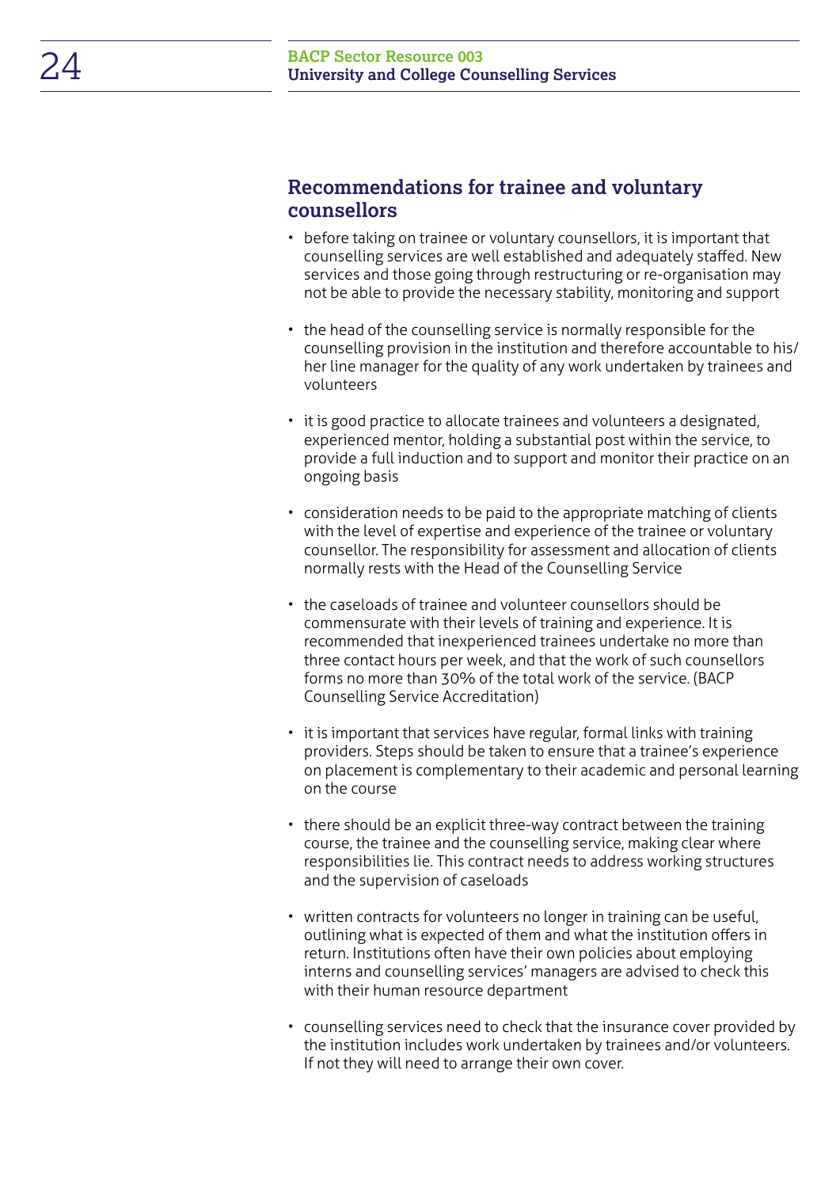## Recommendations for trainee and voluntary counsellors

- before taking on trainee or voluntary counsellors, it is important that counselling services are well established and adequately staffed. New services and those going through restructuring or re-organisation may not be able to provide the necessary stability, monitoring and support
- the head of the counselling service is normally responsible for the counselling provision in the institution and therefore accountable to his/her line manager for the quality of any work undertaken by trainees and volunteers
- it is good practice to allocate trainees and volunteers a designated, experienced mentor, holding a substantial post within the service, to provide a full induction and to support and monitor their practice on an ongoing basis
- consideration needs to be paid to the appropriate matching of clients with the level of expertise and experience of the trainee or voluntary counsellor. The responsibility for assessment and allocation of clients normally rests with the Head of the Counselling Service
- the caseloads of trainee and volunteer counsellors should be commensurate with their levels of training and experience. It is recommended that inexperienced trainees undertake no more than three contact hours per week, and that the work of such counsellors forms no more than 30% of the total work of the service. (BACP Counselling Service Accreditation)
- it is important that services have regular, formal links with training providers. Steps should be taken to ensure that a trainee's experience on placement is complementary to their academic and personal learning on the course
- there should be an explicit three-way contract between the training course, the trainee and the counselling service, making clear where responsibilities lie. This contract needs to address working structures and the supervision of caseloads
- written contracts for volunteers no longer in training can be useful, outlining what is expected of them and what the institution offers in return. Institutions often have their own policies about employing interns and counselling services' managers are advised to check this with their human resource department
- counselling services need to check that the insurance cover provided by the institution includes work undertaken by trainees and/or volunteers. If not they will need to arrange their own cover.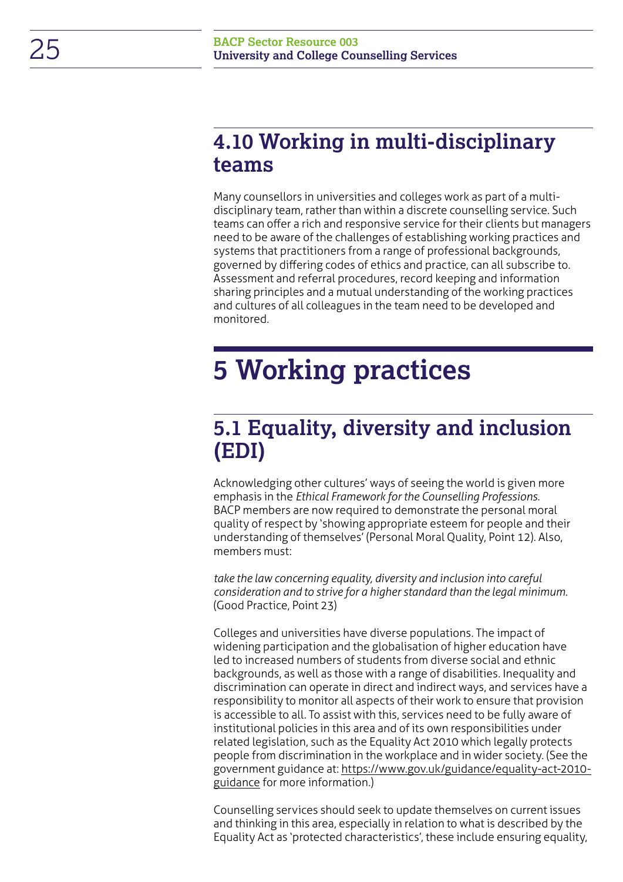## 4.10 Working in multi-disciplinary teams

Many counsellors in universities and colleges work as part of a multi-disciplinary team, rather than within a discrete counselling service. Such teams can offer a rich and responsive service for their clients but managers need to be aware of the challenges of establishing working practices and systems that practitioners from a range of professional backgrounds, governed by differing codes of ethics and practice, can all subscribe to. Assessment and referral procedures, record keeping and information sharing principles and a mutual understanding of the working practices and cultures of all colleagues in the team need to be developed and monitored.

# 5 Working practices

## 5.1 Equality, diversity and inclusion (EDI)

Acknowledging other cultures' ways of seeing the world is given more emphasis in the *Ethical Framework for the Counselling Professions.* BACP members are now required to demonstrate the personal moral quality of respect by 'showing appropriate esteem for people and their understanding of themselves' (Personal Moral Quality, Point 12). Also, members must:

*take the law concerning equality, diversity and inclusion into careful consideration and to strive for a higher standard than the legal minimum.* (Good Practice, Point 23)

Colleges and universities have diverse populations. The impact of widening participation and the globalisation of higher education have led to increased numbers of students from diverse social and ethnic backgrounds, as well as those with a range of disabilities. Inequality and discrimination can operate in direct and indirect ways, and services have a responsibility to monitor all aspects of their work to ensure that provision is accessible to all. To assist with this, services need to be fully aware of institutional policies in this area and of its own responsibilities under related legislation, such as the Equality Act 2010 which legally protects people from discrimination in the workplace and in wider society. (See the government guidance at: https://www.gov.uk/guidance/equality-act-2010-guidance for more information.)

Counselling services should seek to update themselves on current issues and thinking in this area, especially in relation to what is described by the Equality Act as 'protected characteristics', these include ensuring equality,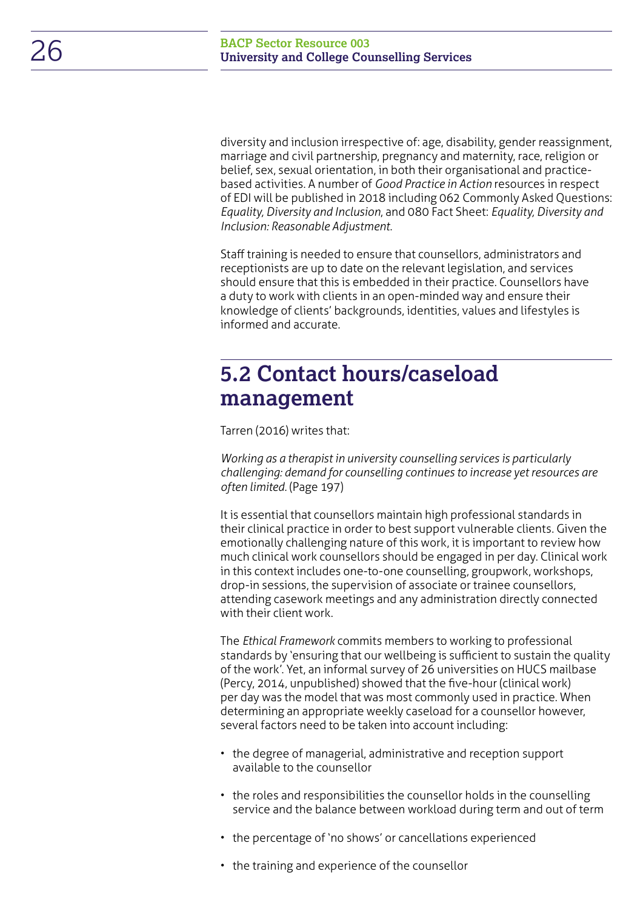diversity and inclusion irrespective of: age, disability, gender reassignment, marriage and civil partnership, pregnancy and maternity, race, religion or belief, sex, sexual orientation, in both their organisational and practice-based activities. A number of *Good Practice in Action* resources in respect of EDI will be published in 2018 including 062 Commonly Asked Questions: *Equality, Diversity and Inclusion*, and 080 Fact Sheet: *Equality, Diversity and Inclusion: Reasonable Adjustment*.

Staff training is needed to ensure that counsellors, administrators and receptionists are up to date on the relevant legislation, and services should ensure that this is embedded in their practice. Counsellors have a duty to work with clients in an open-minded way and ensure their knowledge of clients' backgrounds, identities, values and lifestyles is informed and accurate.

## 5.2 Contact hours/caseload management

Tarren (2016) writes that:

*Working as a therapist in university counselling services is particularly challenging: demand for counselling continues to increase yet resources are often limited.* (Page 197)

It is essential that counsellors maintain high professional standards in their clinical practice in order to best support vulnerable clients. Given the emotionally challenging nature of this work, it is important to review how much clinical work counsellors should be engaged in per day. Clinical work in this context includes one-to-one counselling, groupwork, workshops, drop-in sessions, the supervision of associate or trainee counsellors, attending casework meetings and any administration directly connected with their client work.

The *Ethical Framework* commits members to working to professional standards by 'ensuring that our wellbeing is sufficient to sustain the quality of the work'. Yet, an informal survey of 26 universities on HUCS mailbase (Percy, 2014, unpublished) showed that the five-hour (clinical work) per day was the model that was most commonly used in practice. When determining an appropriate weekly caseload for a counsellor however, several factors need to be taken into account including:

- the degree of managerial, administrative and reception support available to the counsellor
- the roles and responsibilities the counsellor holds in the counselling service and the balance between workload during term and out of term
- the percentage of 'no shows' or cancellations experienced
- the training and experience of the counsellor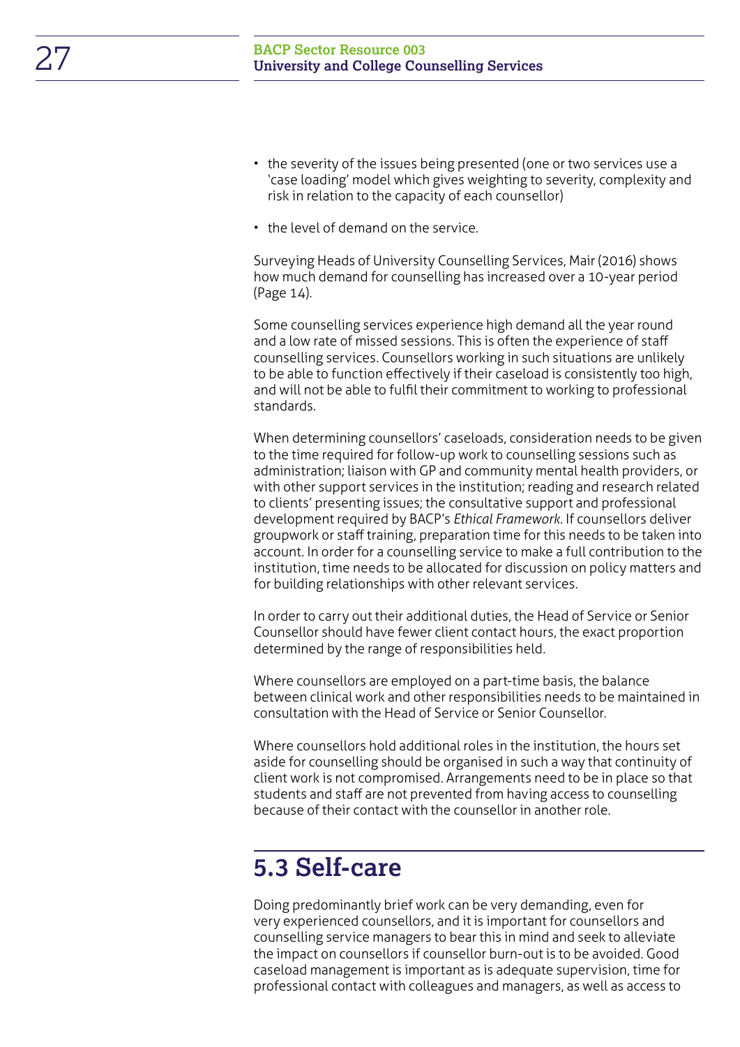- the severity of the issues being presented (one or two services use a 'case loading' model which gives weighting to severity, complexity and risk in relation to the capacity of each counsellor)
- the level of demand on the service.

Surveying Heads of University Counselling Services, Mair (2016) shows how much demand for counselling has increased over a 10-year period (Page 14).

Some counselling services experience high demand all the year round and a low rate of missed sessions. This is often the experience of staff counselling services. Counsellors working in such situations are unlikely to be able to function effectively if their caseload is consistently too high, and will not be able to fulfil their commitment to working to professional standards.

When determining counsellors' caseloads, consideration needs to be given to the time required for follow-up work to counselling sessions such as administration; liaison with GP and community mental health providers, or with other support services in the institution; reading and research related to clients' presenting issues; the consultative support and professional development required by BACP's *Ethical Framework*. If counsellors deliver groupwork or staff training, preparation time for this needs to be taken into account. In order for a counselling service to make a full contribution to the institution, time needs to be allocated for discussion on policy matters and for building relationships with other relevant services.

In order to carry out their additional duties, the Head of Service or Senior Counsellor should have fewer client contact hours, the exact proportion determined by the range of responsibilities held.

Where counsellors are employed on a part-time basis, the balance between clinical work and other responsibilities needs to be maintained in consultation with the Head of Service or Senior Counsellor.

Where counsellors hold additional roles in the institution, the hours set aside for counselling should be organised in such a way that continuity of client work is not compromised. Arrangements need to be in place so that students and staff are not prevented from having access to counselling because of their contact with the counsellor in another role.

## 5.3 Self-care

Doing predominantly brief work can be very demanding, even for very experienced counsellors, and it is important for counsellors and counselling service managers to bear this in mind and seek to alleviate the impact on counsellors if counsellor burn-out is to be avoided. Good caseload management is important as is adequate supervision, time for professional contact with colleagues and managers, as well as access to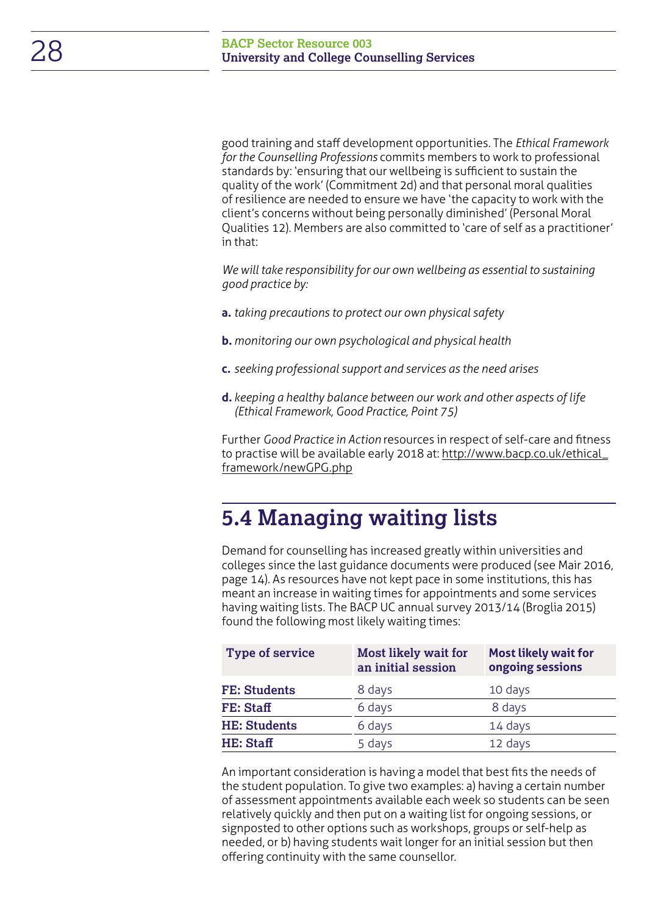good training and staff development opportunities. The *Ethical Framework for the Counselling Professions* commits members to work to professional standards by: 'ensuring that our wellbeing is sufficient to sustain the quality of the work' (Commitment 2d) and that personal moral qualities of resilience are needed to ensure we have 'the capacity to work with the client's concerns without being personally diminished' (Personal Moral Qualities 12). Members are also committed to 'care of self as a practitioner' in that:

*We will take responsibility for our own wellbeing as essential to sustaining good practice by:*

**a.** *taking precautions to protect our own physical safety*

**b.** *monitoring our own psychological and physical health*

**c.** *seeking professional support and services as the need arises*

**d.** *keeping a healthy balance between our work and other aspects of life (Ethical Framework, Good Practice, Point 75)*

Further *Good Practice in Action* resources in respect of self-care and fitness to practise will be available early 2018 at: http://www.bacp.co.uk/ethical_framework/newGPG.php

## 5.4 Managing waiting lists

Demand for counselling has increased greatly within universities and colleges since the last guidance documents were produced (see Mair 2016, page 14). As resources have not kept pace in some institutions, this has meant an increase in waiting times for appointments and some services having waiting lists. The BACP UC annual survey 2013/14 (Broglia 2015) found the following most likely waiting times:

| Type of service | Most likely wait for an initial session | Most likely wait for ongoing sessions |
|---|---|---|
| **FE: Students** | 8 days | 10 days |
| **FE: Staff** | 6 days | 8 days |
| **HE: Students** | 6 days | 14 days |
| **HE: Staff** | 5 days | 12 days |

An important consideration is having a model that best fits the needs of the student population. To give two examples: a) having a certain number of assessment appointments available each week so students can be seen relatively quickly and then put on a waiting list for ongoing sessions, or signposted to other options such as workshops, groups or self-help as needed, or b) having students wait longer for an initial session but then offering continuity with the same counsellor.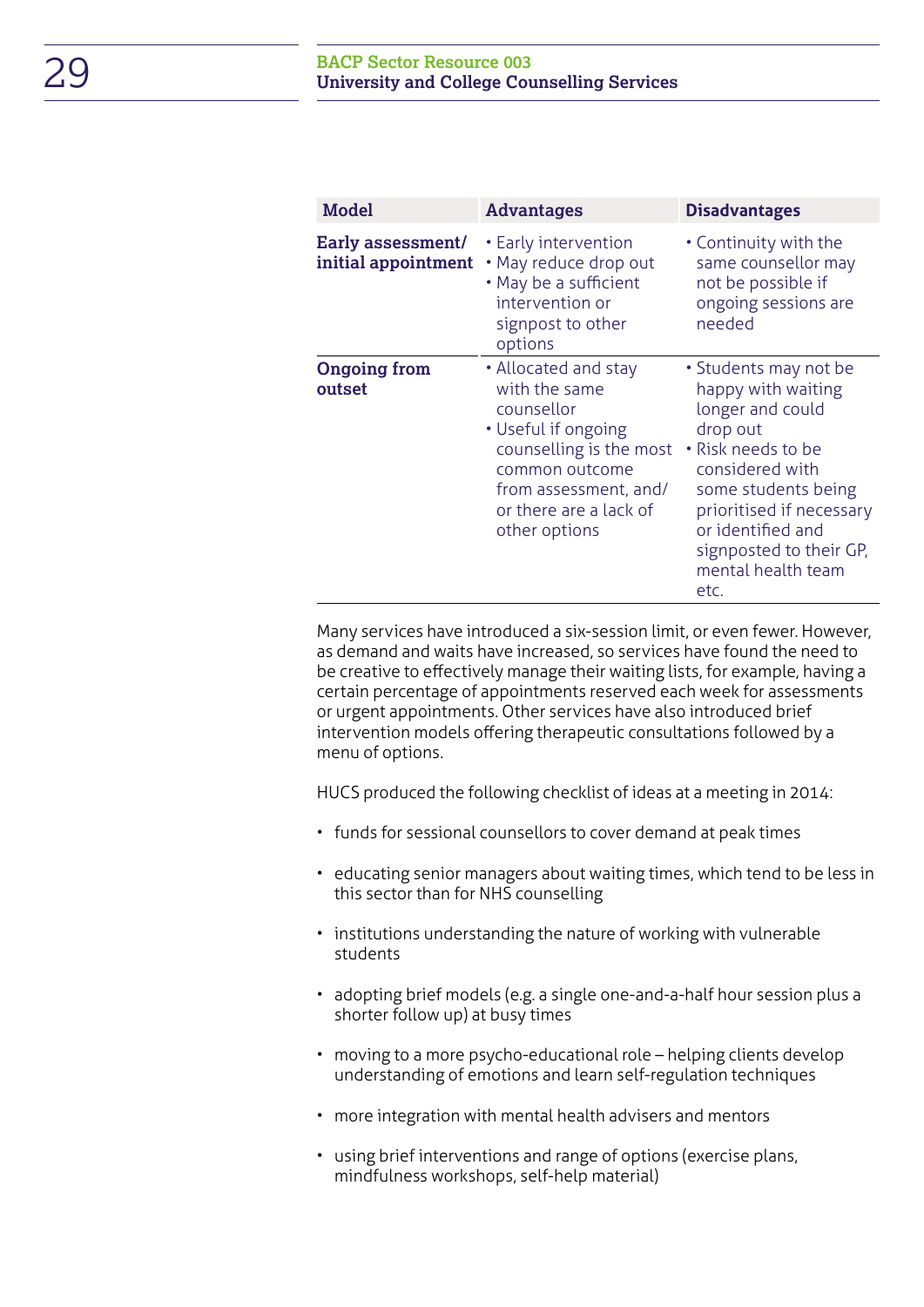| Model | Advantages | Disadvantages |
|---|---|---|
| **Early assessment/ initial appointment** | • Early intervention<br>• May reduce drop out<br>• May be a sufficient intervention or signpost to other options | • Continuity with the same counsellor may not be possible if ongoing sessions are needed |
| **Ongoing from outset** | • Allocated and stay with the same counsellor<br>• Useful if ongoing counselling is the most common outcome from assessment, and/or there are a lack of other options | • Students may not be happy with waiting longer and could drop out<br>• Risk needs to be considered with some students being prioritised if necessary or identified and signposted to their GP, mental health team etc. |

Many services have introduced a six-session limit, or even fewer. However, as demand and waits have increased, so services have found the need to be creative to effectively manage their waiting lists, for example, having a certain percentage of appointments reserved each week for assessments or urgent appointments. Other services have also introduced brief intervention models offering therapeutic consultations followed by a menu of options.

HUCS produced the following checklist of ideas at a meeting in 2014:

- funds for sessional counsellors to cover demand at peak times
- educating senior managers about waiting times, which tend to be less in this sector than for NHS counselling
- institutions understanding the nature of working with vulnerable students
- adopting brief models (e.g. a single one-and-a-half hour session plus a shorter follow up) at busy times
- moving to a more psycho-educational role – helping clients develop understanding of emotions and learn self-regulation techniques
- more integration with mental health advisers and mentors
- using brief interventions and range of options (exercise plans, mindfulness workshops, self-help material)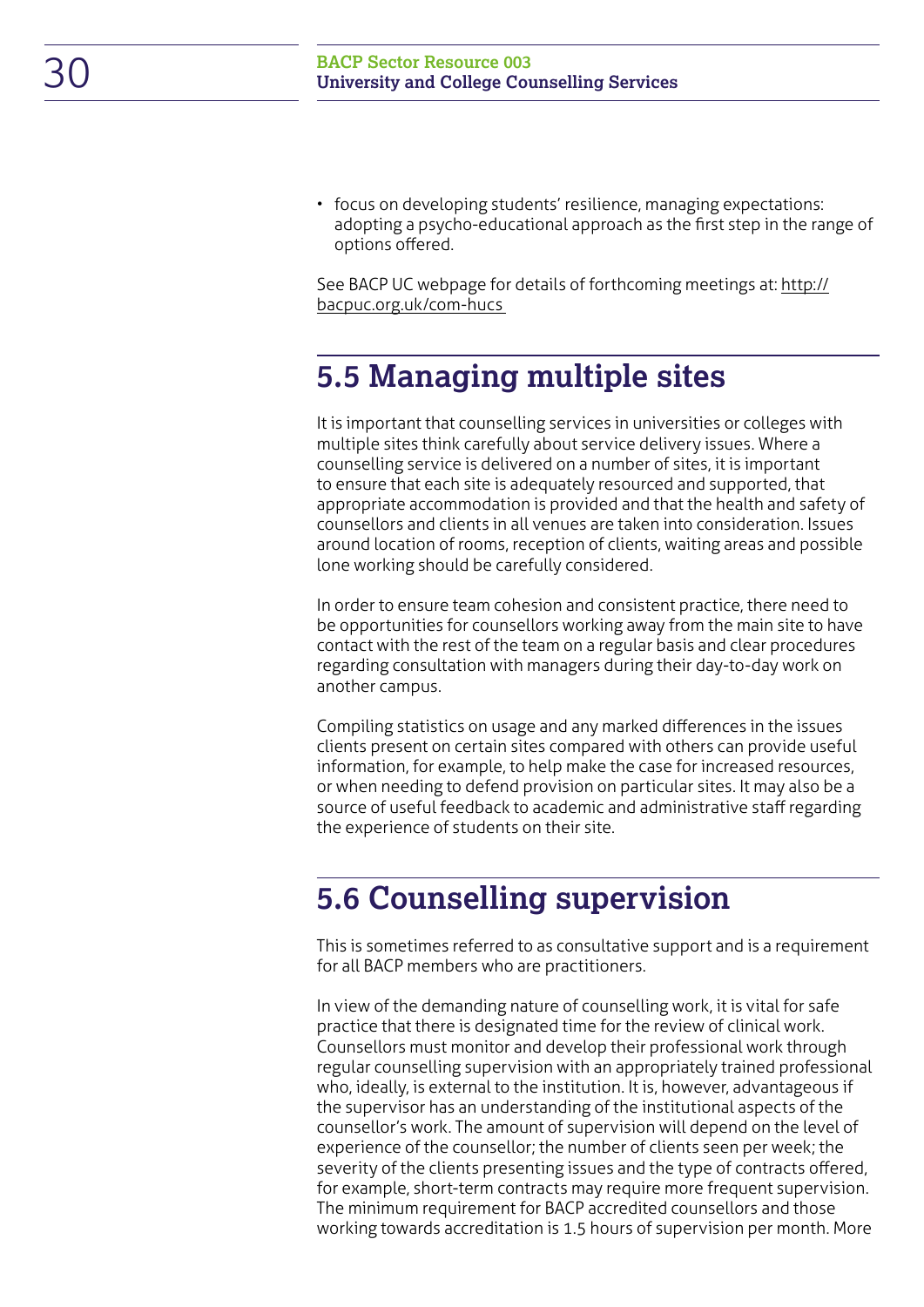- focus on developing students' resilience, managing expectations: adopting a psycho-educational approach as the first step in the range of options offered.

See BACP UC webpage for details of forthcoming meetings at: http://bacpuc.org.uk/com-hucs

## 5.5 Managing multiple sites

It is important that counselling services in universities or colleges with multiple sites think carefully about service delivery issues. Where a counselling service is delivered on a number of sites, it is important to ensure that each site is adequately resourced and supported, that appropriate accommodation is provided and that the health and safety of counsellors and clients in all venues are taken into consideration. Issues around location of rooms, reception of clients, waiting areas and possible lone working should be carefully considered.

In order to ensure team cohesion and consistent practice, there need to be opportunities for counsellors working away from the main site to have contact with the rest of the team on a regular basis and clear procedures regarding consultation with managers during their day-to-day work on another campus.

Compiling statistics on usage and any marked differences in the issues clients present on certain sites compared with others can provide useful information, for example, to help make the case for increased resources, or when needing to defend provision on particular sites. It may also be a source of useful feedback to academic and administrative staff regarding the experience of students on their site.

## 5.6 Counselling supervision

This is sometimes referred to as consultative support and is a requirement for all BACP members who are practitioners.

In view of the demanding nature of counselling work, it is vital for safe practice that there is designated time for the review of clinical work. Counsellors must monitor and develop their professional work through regular counselling supervision with an appropriately trained professional who, ideally, is external to the institution. It is, however, advantageous if the supervisor has an understanding of the institutional aspects of the counsellor's work. The amount of supervision will depend on the level of experience of the counsellor; the number of clients seen per week; the severity of the clients presenting issues and the type of contracts offered, for example, short-term contracts may require more frequent supervision. The minimum requirement for BACP accredited counsellors and those working towards accreditation is 1.5 hours of supervision per month. More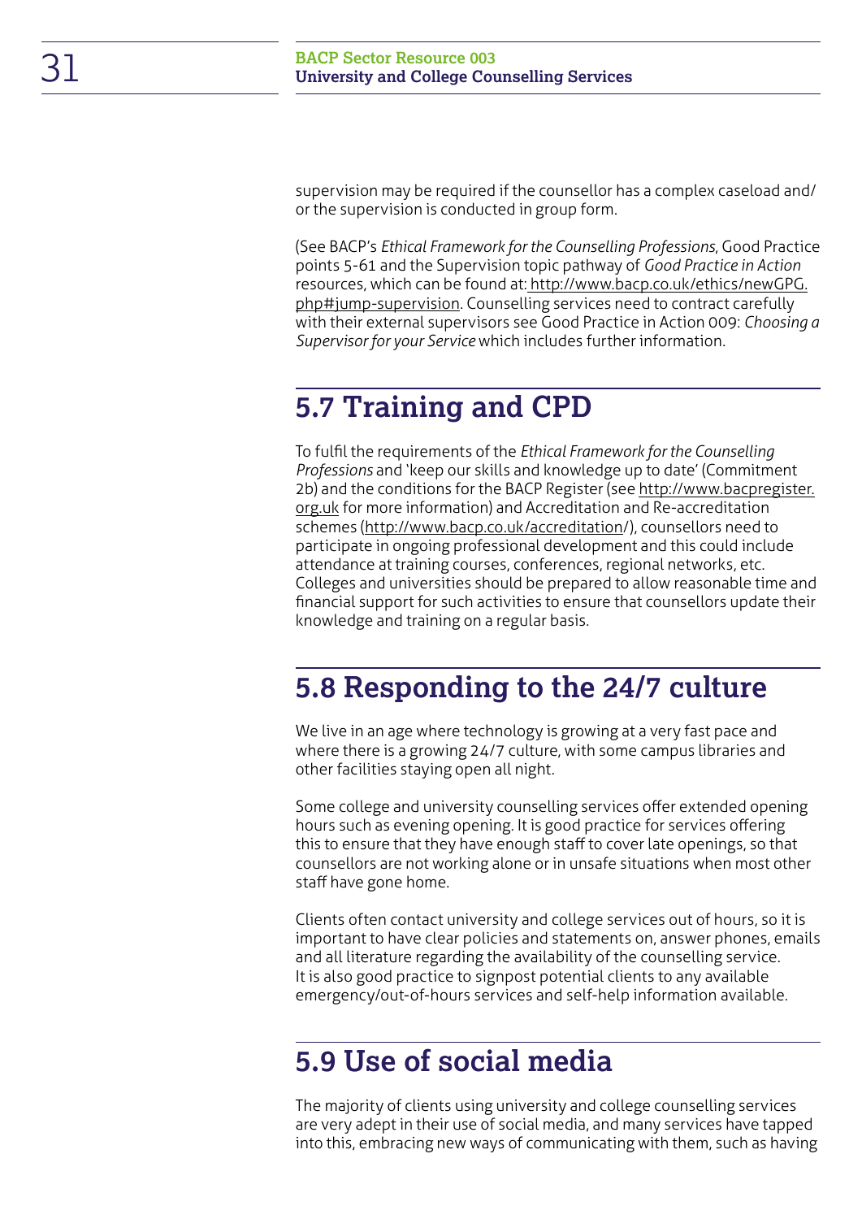supervision may be required if the counsellor has a complex caseload and/or the supervision is conducted in group form.

(See BACP's *Ethical Framework for the Counselling Professions*, Good Practice points 5-61 and the Supervision topic pathway of *Good Practice in Action* resources, which can be found at: http://www.bacp.co.uk/ethics/newGPG.php#jump-supervision. Counselling services need to contract carefully with their external supervisors see Good Practice in Action 009: *Choosing a Supervisor for your Service* which includes further information.

## 5.7 Training and CPD

To fulfil the requirements of the *Ethical Framework for the Counselling Professions* and 'keep our skills and knowledge up to date' (Commitment 2b) and the conditions for the BACP Register (see http://www.bacpregister.org.uk for more information) and Accreditation and Re-accreditation schemes (http://www.bacp.co.uk/accreditation/), counsellors need to participate in ongoing professional development and this could include attendance at training courses, conferences, regional networks, etc. Colleges and universities should be prepared to allow reasonable time and financial support for such activities to ensure that counsellors update their knowledge and training on a regular basis.

## 5.8 Responding to the 24/7 culture

We live in an age where technology is growing at a very fast pace and where there is a growing 24/7 culture, with some campus libraries and other facilities staying open all night.

Some college and university counselling services offer extended opening hours such as evening opening. It is good practice for services offering this to ensure that they have enough staff to cover late openings, so that counsellors are not working alone or in unsafe situations when most other staff have gone home.

Clients often contact university and college services out of hours, so it is important to have clear policies and statements on, answer phones, emails and all literature regarding the availability of the counselling service. It is also good practice to signpost potential clients to any available emergency/out-of-hours services and self-help information available.

## 5.9 Use of social media

The majority of clients using university and college counselling services are very adept in their use of social media, and many services have tapped into this, embracing new ways of communicating with them, such as having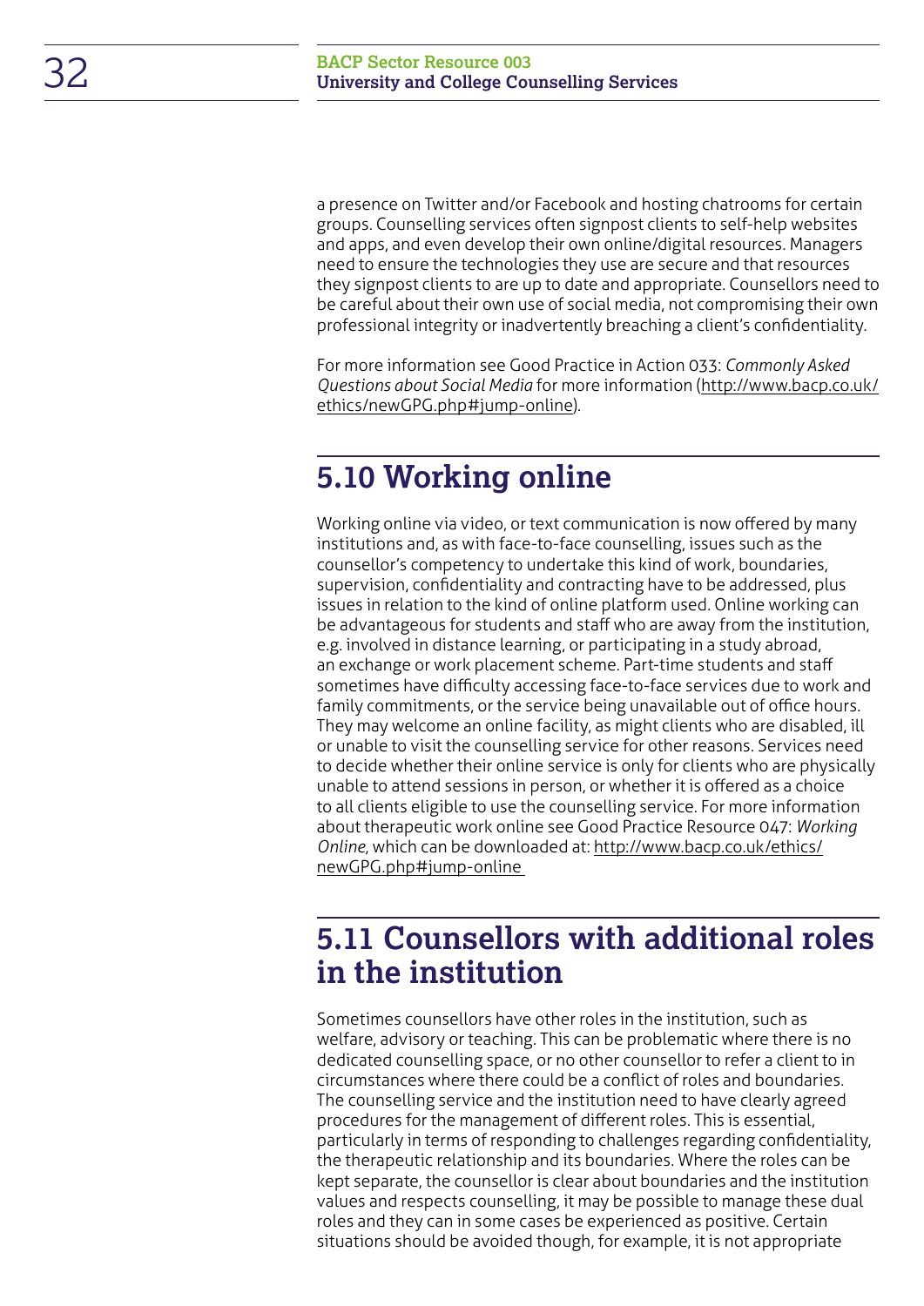a presence on Twitter and/or Facebook and hosting chatrooms for certain groups. Counselling services often signpost clients to self-help websites and apps, and even develop their own online/digital resources. Managers need to ensure the technologies they use are secure and that resources they signpost clients to are up to date and appropriate. Counsellors need to be careful about their own use of social media, not compromising their own professional integrity or inadvertently breaching a client's confidentiality.

For more information see Good Practice in Action 033: *Commonly Asked Questions about Social Media* for more information (http://www.bacp.co.uk/ethics/newGPG.php#jump-online).

## 5.10 Working online

Working online via video, or text communication is now offered by many institutions and, as with face-to-face counselling, issues such as the counsellor's competency to undertake this kind of work, boundaries, supervision, confidentiality and contracting have to be addressed, plus issues in relation to the kind of online platform used. Online working can be advantageous for students and staff who are away from the institution, e.g. involved in distance learning, or participating in a study abroad, an exchange or work placement scheme. Part-time students and staff sometimes have difficulty accessing face-to-face services due to work and family commitments, or the service being unavailable out of office hours. They may welcome an online facility, as might clients who are disabled, ill or unable to visit the counselling service for other reasons. Services need to decide whether their online service is only for clients who are physically unable to attend sessions in person, or whether it is offered as a choice to all clients eligible to use the counselling service. For more information about therapeutic work online see Good Practice Resource 047: *Working Online*, which can be downloaded at: http://www.bacp.co.uk/ethics/newGPG.php#jump-online

## 5.11 Counsellors with additional roles in the institution

Sometimes counsellors have other roles in the institution, such as welfare, advisory or teaching. This can be problematic where there is no dedicated counselling space, or no other counsellor to refer a client to in circumstances where there could be a conflict of roles and boundaries. The counselling service and the institution need to have clearly agreed procedures for the management of different roles. This is essential, particularly in terms of responding to challenges regarding confidentiality, the therapeutic relationship and its boundaries. Where the roles can be kept separate, the counsellor is clear about boundaries and the institution values and respects counselling, it may be possible to manage these dual roles and they can in some cases be experienced as positive. Certain situations should be avoided though, for example, it is not appropriate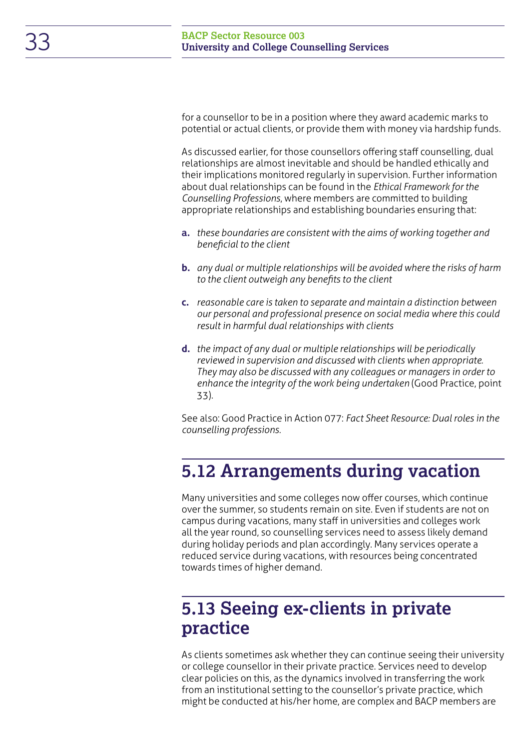for a counsellor to be in a position where they award academic marks to potential or actual clients, or provide them with money via hardship funds.

As discussed earlier, for those counsellors offering staff counselling, dual relationships are almost inevitable and should be handled ethically and their implications monitored regularly in supervision. Further information about dual relationships can be found in the *Ethical Framework for the Counselling Professions*, where members are committed to building appropriate relationships and establishing boundaries ensuring that:

**a.** *these boundaries are consistent with the aims of working together and beneficial to the client*

**b.** *any dual or multiple relationships will be avoided where the risks of harm to the client outweigh any benefits to the client*

**c.** *reasonable care is taken to separate and maintain a distinction between our personal and professional presence on social media where this could result in harmful dual relationships with clients*

**d.** *the impact of any dual or multiple relationships will be periodically reviewed in supervision and discussed with clients when appropriate. They may also be discussed with any colleagues or managers in order to enhance the integrity of the work being undertaken* (Good Practice, point 33).

See also: Good Practice in Action 077: *Fact Sheet Resource: Dual roles in the counselling professions.*

## 5.12 Arrangements during vacation

Many universities and some colleges now offer courses, which continue over the summer, so students remain on site. Even if students are not on campus during vacations, many staff in universities and colleges work all the year round, so counselling services need to assess likely demand during holiday periods and plan accordingly. Many services operate a reduced service during vacations, with resources being concentrated towards times of higher demand.

## 5.13 Seeing ex-clients in private practice

As clients sometimes ask whether they can continue seeing their university or college counsellor in their private practice. Services need to develop clear policies on this, as the dynamics involved in transferring the work from an institutional setting to the counsellor's private practice, which might be conducted at his/her home, are complex and BACP members are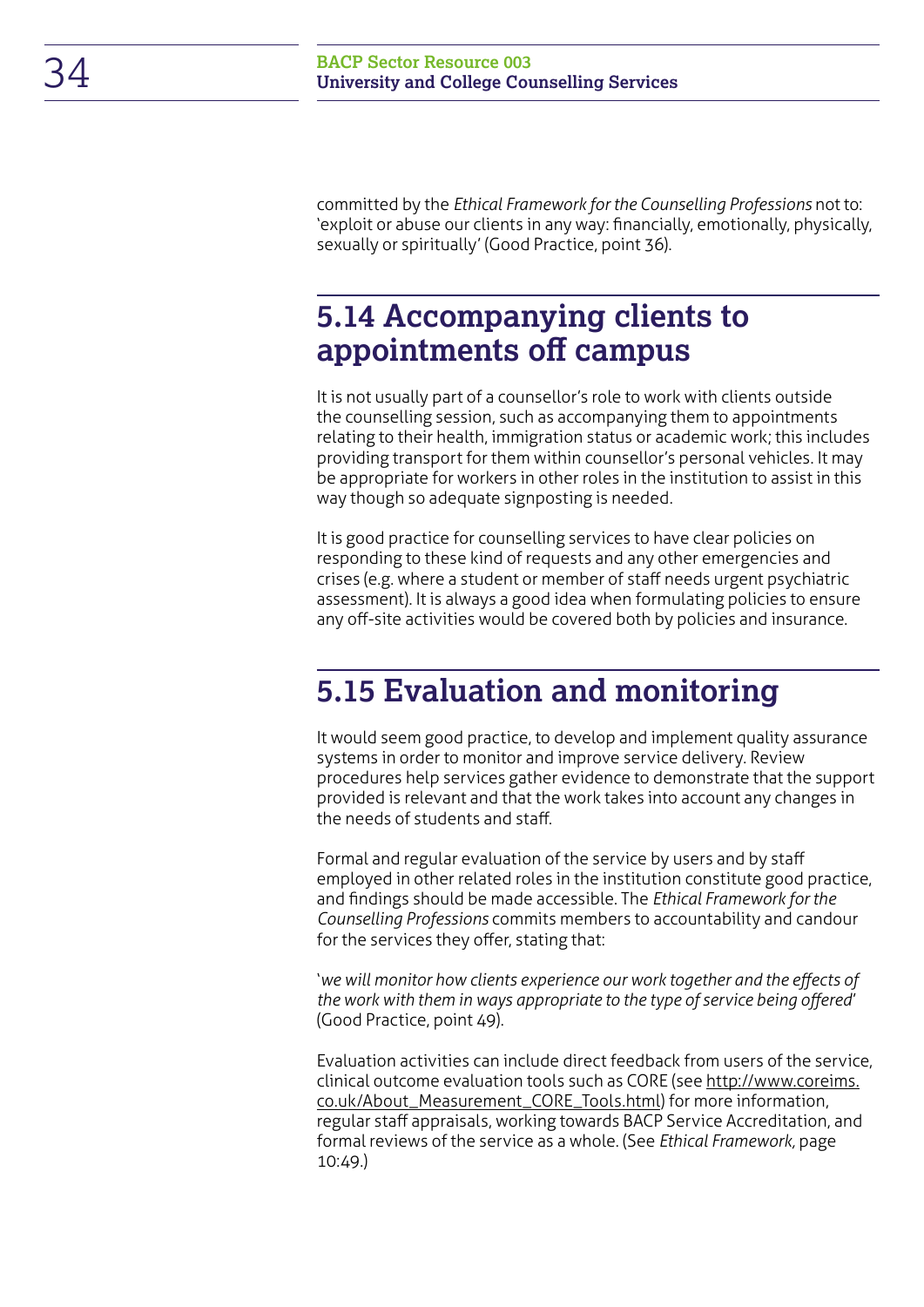committed by the *Ethical Framework for the Counselling Professions* not to: 'exploit or abuse our clients in any way: financially, emotionally, physically, sexually or spiritually' (Good Practice, point 36).

## 5.14 Accompanying clients to appointments off campus

It is not usually part of a counsellor's role to work with clients outside the counselling session, such as accompanying them to appointments relating to their health, immigration status or academic work; this includes providing transport for them within counsellor's personal vehicles. It may be appropriate for workers in other roles in the institution to assist in this way though so adequate signposting is needed.

It is good practice for counselling services to have clear policies on responding to these kind of requests and any other emergencies and crises (e.g. where a student or member of staff needs urgent psychiatric assessment). It is always a good idea when formulating policies to ensure any off-site activities would be covered both by policies and insurance.

## 5.15 Evaluation and monitoring

It would seem good practice, to develop and implement quality assurance systems in order to monitor and improve service delivery. Review procedures help services gather evidence to demonstrate that the support provided is relevant and that the work takes into account any changes in the needs of students and staff.

Formal and regular evaluation of the service by users and by staff employed in other related roles in the institution constitute good practice, and findings should be made accessible. The *Ethical Framework for the Counselling Professions* commits members to accountability and candour for the services they offer, stating that:

'*we will monitor how clients experience our work together and the effects of the work with them in ways appropriate to the type of service being offered*' (Good Practice, point 49).

Evaluation activities can include direct feedback from users of the service, clinical outcome evaluation tools such as CORE (see http://www.coreims.co.uk/About_Measurement_CORE_Tools.html) for more information, regular staff appraisals, working towards BACP Service Accreditation, and formal reviews of the service as a whole. (See *Ethical Framework*, page 10:49.)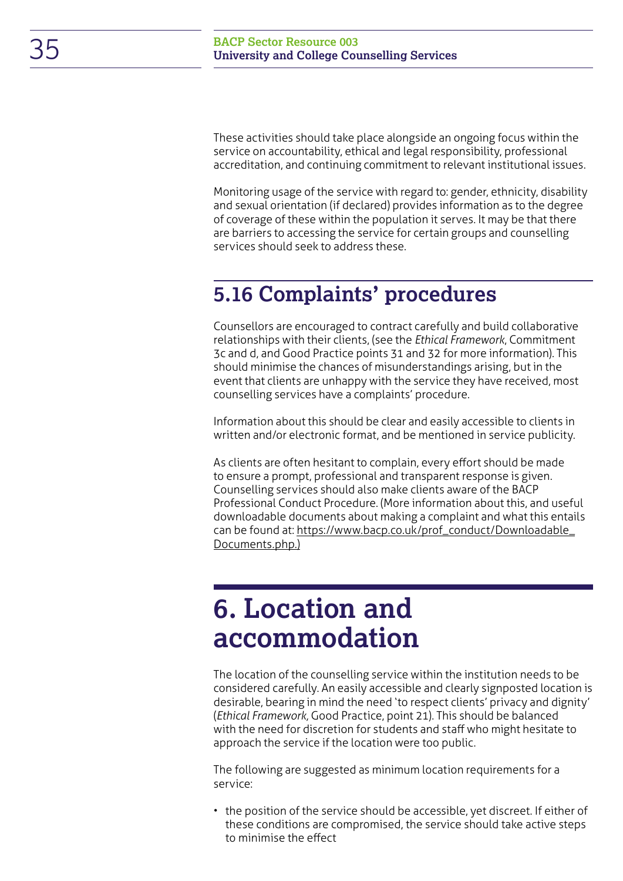These activities should take place alongside an ongoing focus within the service on accountability, ethical and legal responsibility, professional accreditation, and continuing commitment to relevant institutional issues.

Monitoring usage of the service with regard to: gender, ethnicity, disability and sexual orientation (if declared) provides information as to the degree of coverage of these within the population it serves. It may be that there are barriers to accessing the service for certain groups and counselling services should seek to address these.

## 5.16 Complaints' procedures

Counsellors are encouraged to contract carefully and build collaborative relationships with their clients, (see the *Ethical Framework*, Commitment 3c and d, and Good Practice points 31 and 32 for more information). This should minimise the chances of misunderstandings arising, but in the event that clients are unhappy with the service they have received, most counselling services have a complaints' procedure.

Information about this should be clear and easily accessible to clients in written and/or electronic format, and be mentioned in service publicity.

As clients are often hesitant to complain, every effort should be made to ensure a prompt, professional and transparent response is given. Counselling services should also make clients aware of the BACP Professional Conduct Procedure. (More information about this, and useful downloadable documents about making a complaint and what this entails can be found at: https://www.bacp.co.uk/prof_conduct/Downloadable_Documents.php.)

# 6. Location and accommodation

The location of the counselling service within the institution needs to be considered carefully. An easily accessible and clearly signposted location is desirable, bearing in mind the need 'to respect clients' privacy and dignity' (*Ethical Framework*, Good Practice, point 21). This should be balanced with the need for discretion for students and staff who might hesitate to approach the service if the location were too public.

The following are suggested as minimum location requirements for a service:

- the position of the service should be accessible, yet discreet. If either of these conditions are compromised, the service should take active steps to minimise the effect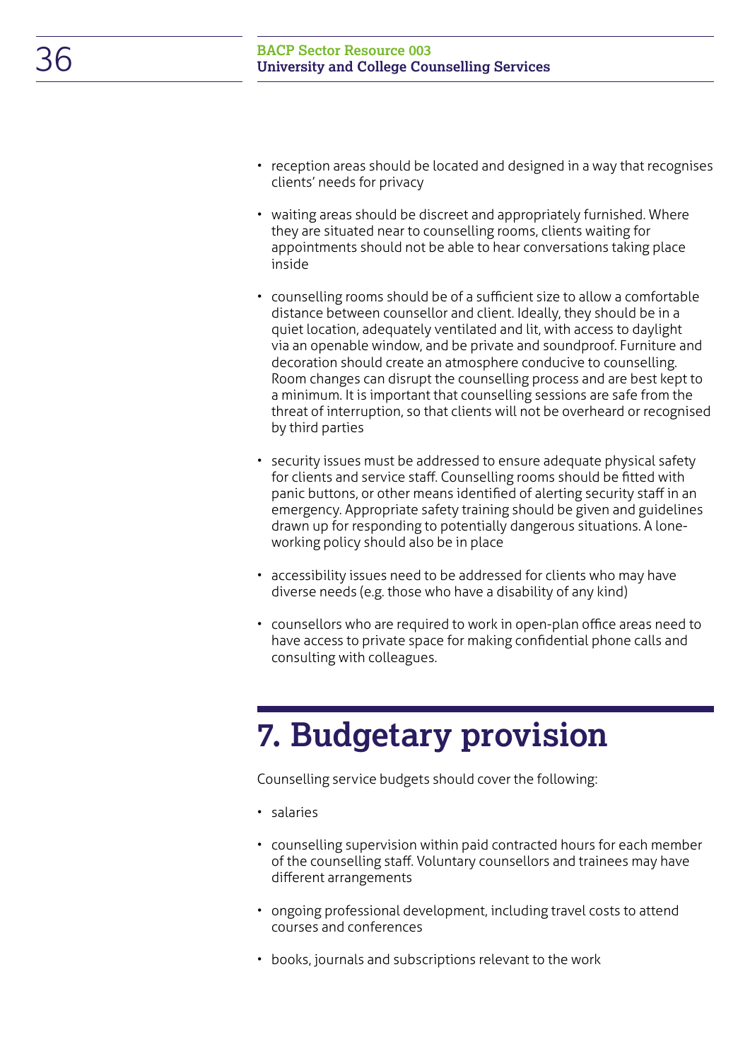- reception areas should be located and designed in a way that recognises clients' needs for privacy

- waiting areas should be discreet and appropriately furnished. Where they are situated near to counselling rooms, clients waiting for appointments should not be able to hear conversations taking place inside

- counselling rooms should be of a sufficient size to allow a comfortable distance between counsellor and client. Ideally, they should be in a quiet location, adequately ventilated and lit, with access to daylight via an openable window, and be private and soundproof. Furniture and decoration should create an atmosphere conducive to counselling. Room changes can disrupt the counselling process and are best kept to a minimum. It is important that counselling sessions are safe from the threat of interruption, so that clients will not be overheard or recognised by third parties

- security issues must be addressed to ensure adequate physical safety for clients and service staff. Counselling rooms should be fitted with panic buttons, or other means identified of alerting security staff in an emergency. Appropriate safety training should be given and guidelines drawn up for responding to potentially dangerous situations. A lone-working policy should also be in place

- accessibility issues need to be addressed for clients who may have diverse needs (e.g. those who have a disability of any kind)

- counsellors who are required to work in open-plan office areas need to have access to private space for making confidential phone calls and consulting with colleagues.

# 7. Budgetary provision

Counselling service budgets should cover the following:

- salaries

- counselling supervision within paid contracted hours for each member of the counselling staff. Voluntary counsellors and trainees may have different arrangements

- ongoing professional development, including travel costs to attend courses and conferences

- books, journals and subscriptions relevant to the work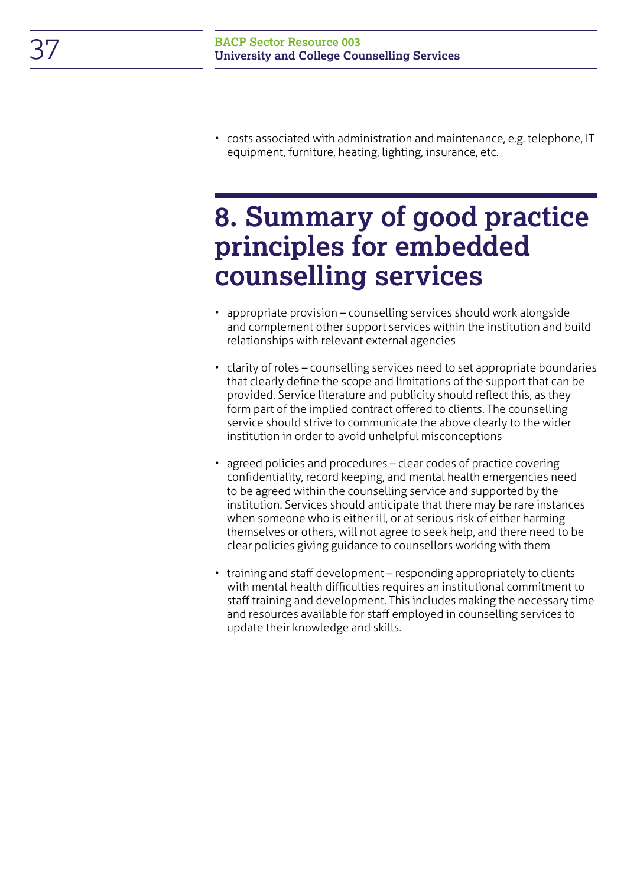- costs associated with administration and maintenance, e.g. telephone, IT equipment, furniture, heating, lighting, insurance, etc.

# 8. Summary of good practice principles for embedded counselling services

- appropriate provision – counselling services should work alongside and complement other support services within the institution and build relationships with relevant external agencies
- clarity of roles – counselling services need to set appropriate boundaries that clearly define the scope and limitations of the support that can be provided. Service literature and publicity should reflect this, as they form part of the implied contract offered to clients. The counselling service should strive to communicate the above clearly to the wider institution in order to avoid unhelpful misconceptions
- agreed policies and procedures – clear codes of practice covering confidentiality, record keeping, and mental health emergencies need to be agreed within the counselling service and supported by the institution. Services should anticipate that there may be rare instances when someone who is either ill, or at serious risk of either harming themselves or others, will not agree to seek help, and there need to be clear policies giving guidance to counsellors working with them
- training and staff development – responding appropriately to clients with mental health difficulties requires an institutional commitment to staff training and development. This includes making the necessary time and resources available for staff employed in counselling services to update their knowledge and skills.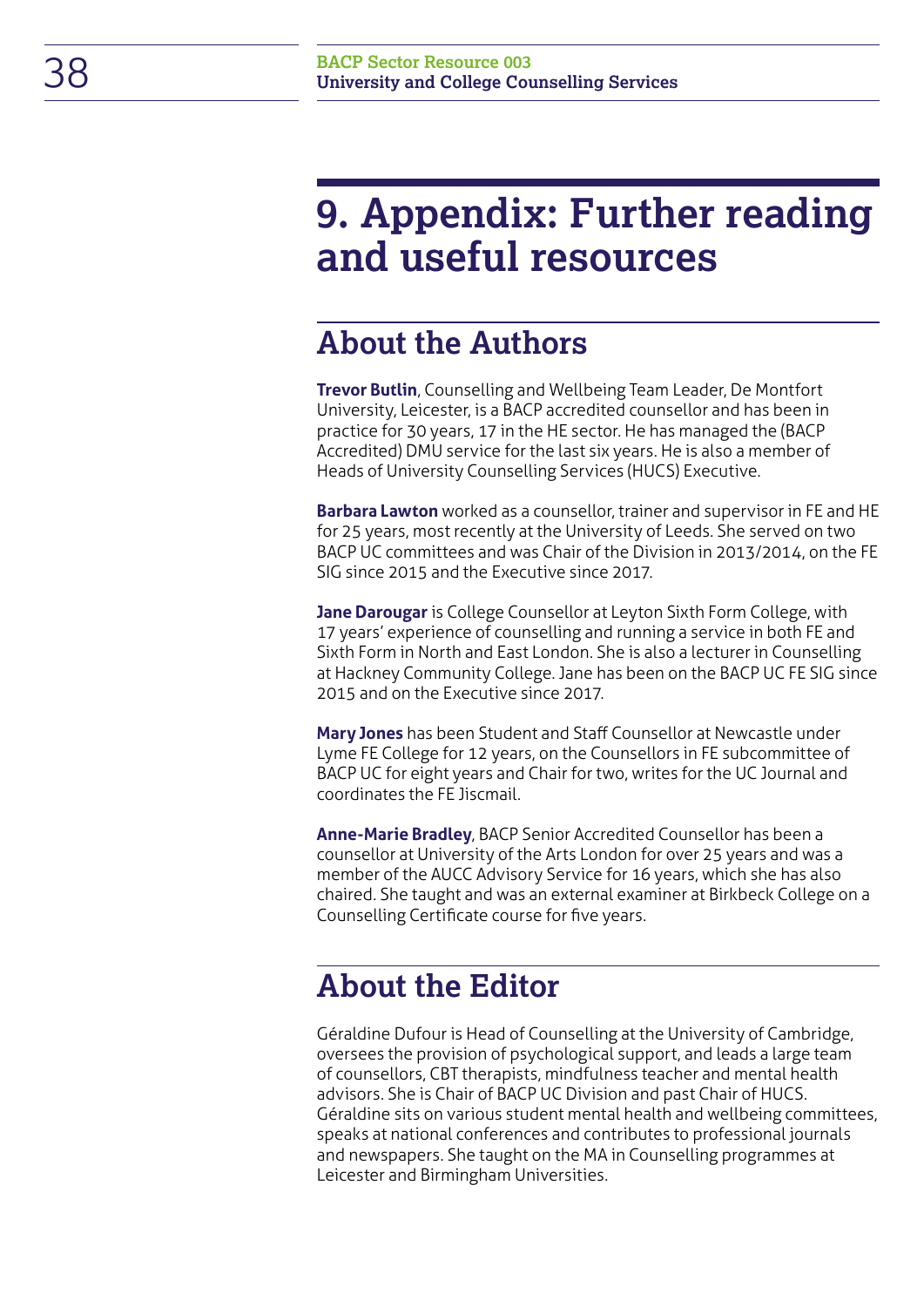# 9. Appendix: Further reading and useful resources

## About the Authors

**Trevor Butlin**, Counselling and Wellbeing Team Leader, De Montfort University, Leicester, is a BACP accredited counsellor and has been in practice for 30 years, 17 in the HE sector. He has managed the (BACP Accredited) DMU service for the last six years. He is also a member of Heads of University Counselling Services (HUCS) Executive.

**Barbara Lawton** worked as a counsellor, trainer and supervisor in FE and HE for 25 years, most recently at the University of Leeds. She served on two BACP UC committees and was Chair of the Division in 2013/2014, on the FE SIG since 2015 and the Executive since 2017.

**Jane Darougar** is College Counsellor at Leyton Sixth Form College, with 17 years' experience of counselling and running a service in both FE and Sixth Form in North and East London. She is also a lecturer in Counselling at Hackney Community College. Jane has been on the BACP UC FE SIG since 2015 and on the Executive since 2017.

**Mary Jones** has been Student and Staff Counsellor at Newcastle under Lyme FE College for 12 years, on the Counsellors in FE subcommittee of BACP UC for eight years and Chair for two, writes for the UC Journal and coordinates the FE Jiscmail.

**Anne-Marie Bradley**, BACP Senior Accredited Counsellor has been a counsellor at University of the Arts London for over 25 years and was a member of the AUCC Advisory Service for 16 years, which she has also chaired. She taught and was an external examiner at Birkbeck College on a Counselling Certificate course for five years.

## About the Editor

Géraldine Dufour is Head of Counselling at the University of Cambridge, oversees the provision of psychological support, and leads a large team of counsellors, CBT therapists, mindfulness teacher and mental health advisors. She is Chair of BACP UC Division and past Chair of HUCS. Géraldine sits on various student mental health and wellbeing committees, speaks at national conferences and contributes to professional journals and newspapers. She taught on the MA in Counselling programmes at Leicester and Birmingham Universities.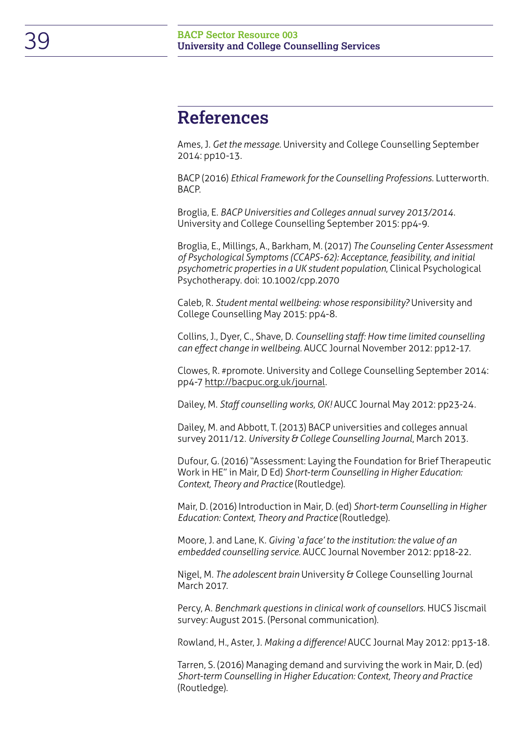# References

Ames, J. *Get the message.* University and College Counselling September 2014: pp10-13.

BACP (2016) *Ethical Framework for the Counselling Professions.* Lutterworth. BACP.

Broglia, E. *BACP Universities and Colleges annual survey 2013/2014*. University and College Counselling September 2015: pp4-9.

Broglia, E., Millings, A., Barkham, M. (2017) *The Counseling Center Assessment of Psychological Symptoms (CCAPS-62): Acceptance, feasibility, and initial psychometric properties in a UK student population*, Clinical Psychological Psychotherapy. doi: 10.1002/cpp.2070

Caleb, R. *Student mental wellbeing: whose responsibility?* University and College Counselling May 2015: pp4-8.

Collins, J., Dyer, C., Shave, D. *Counselling staff: How time limited counselling can effect change in wellbeing.* AUCC Journal November 2012: pp12-17.

Clowes, R. #promote. University and College Counselling September 2014: pp4-7 http://bacpuc.org.uk/journal.

Dailey, M. *Staff counselling works, OK!* AUCC Journal May 2012: pp23-24.

Dailey, M. and Abbott, T. (2013) BACP universities and colleges annual survey 2011/12. *University & College Counselling Journal*, March 2013.

Dufour, G. (2016) "Assessment: Laying the Foundation for Brief Therapeutic Work in HE" in Mair, D Ed) *Short-term Counselling in Higher Education: Context, Theory and Practice* (Routledge).

Mair, D. (2016) Introduction in Mair, D. (ed) *Short-term Counselling in Higher Education: Context, Theory and Practice* (Routledge).

Moore, J. and Lane, K. *Giving 'a face' to the institution: the value of an embedded counselling service.* AUCC Journal November 2012: pp18-22.

Nigel, M. *The adolescent brain* University & College Counselling Journal March 2017.

Percy, A. *Benchmark questions in clinical work of counsellors.* HUCS Jiscmail survey: August 2015. (Personal communication).

Rowland, H., Aster, J. *Making a difference!* AUCC Journal May 2012: pp13-18.

Tarren, S. (2016) Managing demand and surviving the work in Mair, D. (ed) *Short-term Counselling in Higher Education: Context, Theory and Practice* (Routledge).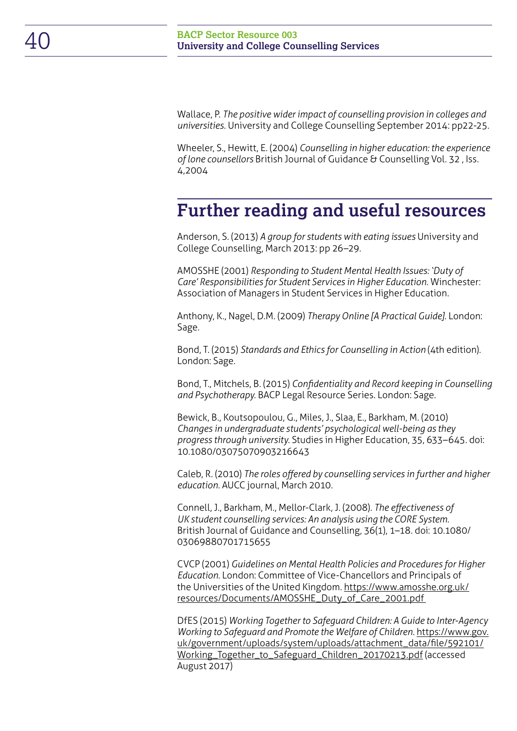Wallace, P. *The positive wider impact of counselling provision in colleges and universities.* University and College Counselling September 2014: pp22-25.

Wheeler, S., Hewitt, E. (2004) *Counselling in higher education: the experience of lone counsellors* British Journal of Guidance & Counselling Vol. 32 , Iss. 4,2004

## Further reading and useful resources

Anderson, S. (2013) *A group for students with eating issues* University and College Counselling, March 2013: pp 26–29.

AMOSSHE (2001) *Responding to Student Mental Health Issues: 'Duty of Care' Responsibilities for Student Services in Higher Education.* Winchester: Association of Managers in Student Services in Higher Education.

Anthony, K., Nagel, D.M. (2009) *Therapy Online [A Practical Guide].* London: Sage.

Bond, T. (2015) *Standards and Ethics for Counselling in Action* (4th edition). London: Sage.

Bond, T., Mitchels, B. (2015) *Confidentiality and Record keeping in Counselling and Psychotherapy.* BACP Legal Resource Series. London: Sage.

Bewick, B., Koutsopoulou, G., Miles, J., Slaa, E., Barkham, M. (2010) *Changes in undergraduate students' psychological well-being as they progress through university.* Studies in Higher Education, 35, 633–645. doi: 10.1080/03075070903216643

Caleb, R. (2010) *The roles offered by counselling services in further and higher education.* AUCC journal, March 2010.

Connell, J., Barkham, M., Mellor-Clark, J. (2008). *The effectiveness of UK student counselling services: An analysis using the CORE System.* British Journal of Guidance and Counselling, 36(1), 1–18. doi: 10.1080/03069880701715655

CVCP (2001) *Guidelines on Mental Health Policies and Procedures for Higher Education.* London: Committee of Vice-Chancellors and Principals of the Universities of the United Kingdom. https://www.amosshe.org.uk/resources/Documents/AMOSSHE_Duty_of_Care_2001.pdf

DfES (2015) *Working Together to Safeguard Children: A Guide to Inter-Agency Working to Safeguard and Promote the Welfare of Children.* https://www.gov.uk/government/uploads/system/uploads/attachment_data/file/592101/Working_Together_to_Safeguard_Children_20170213.pdf (accessed August 2017)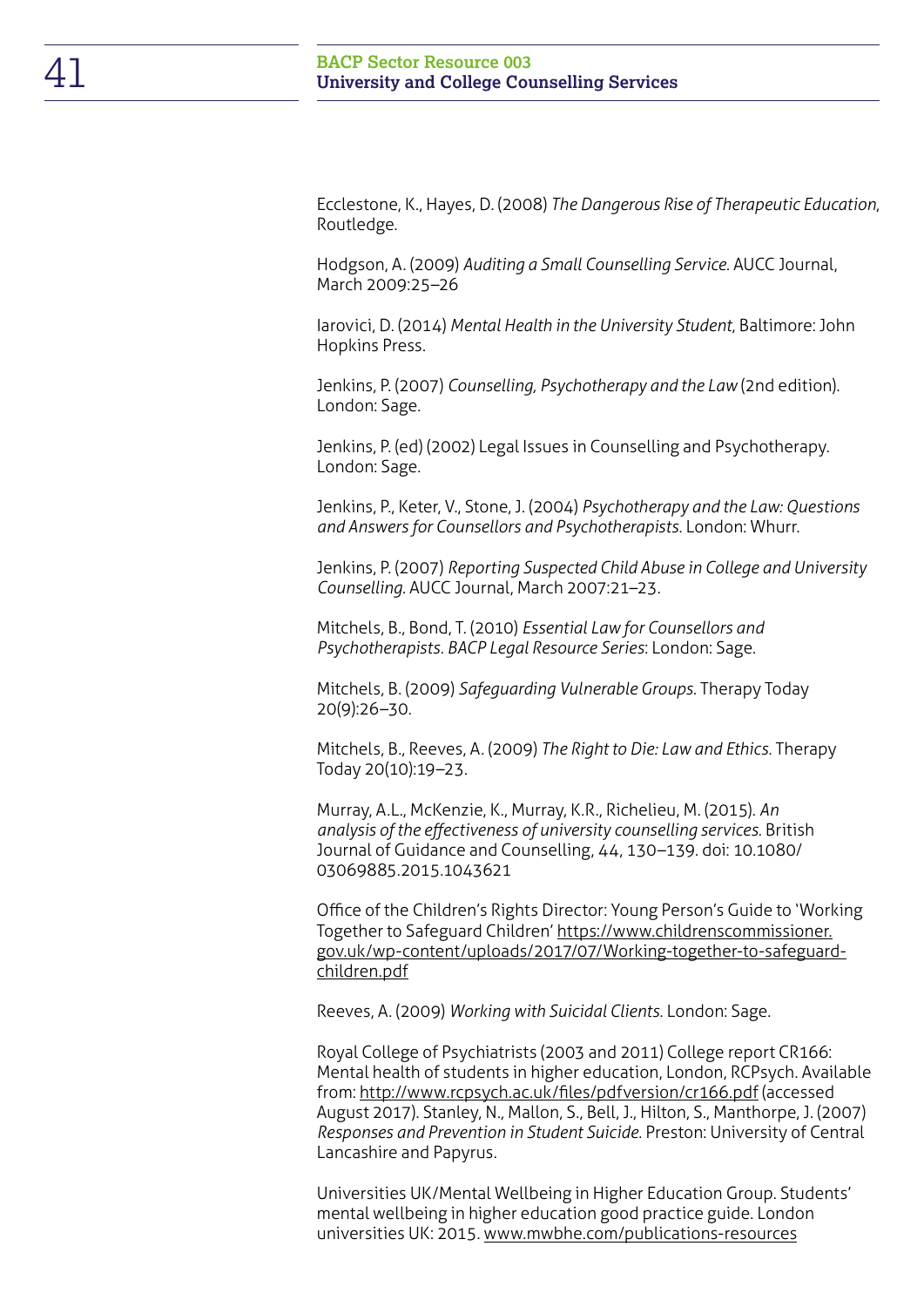Ecclestone, K., Hayes, D. (2008) *The Dangerous Rise of Therapeutic Education*, Routledge.

Hodgson, A. (2009) *Auditing a Small Counselling Service*. AUCC Journal, March 2009:25–26

Iarovici, D. (2014) *Mental Health in the University Student*, Baltimore: John Hopkins Press.

Jenkins, P. (2007) *Counselling, Psychotherapy and the Law* (2nd edition). London: Sage.

Jenkins, P. (ed) (2002) Legal Issues in Counselling and Psychotherapy. London: Sage.

Jenkins, P., Keter, V., Stone, J. (2004) *Psychotherapy and the Law: Questions and Answers for Counsellors and Psychotherapists*. London: Whurr.

Jenkins, P. (2007) *Reporting Suspected Child Abuse in College and University Counselling*. AUCC Journal, March 2007:21–23.

Mitchels, B., Bond, T. (2010) *Essential Law for Counsellors and Psychotherapists. BACP Legal Resource Series*: London: Sage.

Mitchels, B. (2009) *Safeguarding Vulnerable Groups*. Therapy Today 20(9):26–30.

Mitchels, B., Reeves, A. (2009) *The Right to Die: Law and Ethics*. Therapy Today 20(10):19–23.

Murray, A.L., McKenzie, K., Murray, K.R., Richelieu, M. (2015). *An analysis of the effectiveness of university counselling services*. British Journal of Guidance and Counselling, 44, 130–139. doi: 10.1080/03069885.2015.1043621

Office of the Children's Rights Director: Young Person's Guide to 'Working Together to Safeguard Children' https://www.childrenscommissioner.gov.uk/wp-content/uploads/2017/07/Working-together-to-safeguard-children.pdf

Reeves, A. (2009) *Working with Suicidal Clients*. London: Sage.

Royal College of Psychiatrists (2003 and 2011) College report CR166: Mental health of students in higher education, London, RCPsych. Available from: http://www.rcpsych.ac.uk/files/pdfversion/cr166.pdf (accessed August 2017). Stanley, N., Mallon, S., Bell, J., Hilton, S., Manthorpe, J. (2007) *Responses and Prevention in Student Suicide*. Preston: University of Central Lancashire and Papyrus.

Universities UK/Mental Wellbeing in Higher Education Group. Students' mental wellbeing in higher education good practice guide. London universities UK: 2015. www.mwbhe.com/publications-resources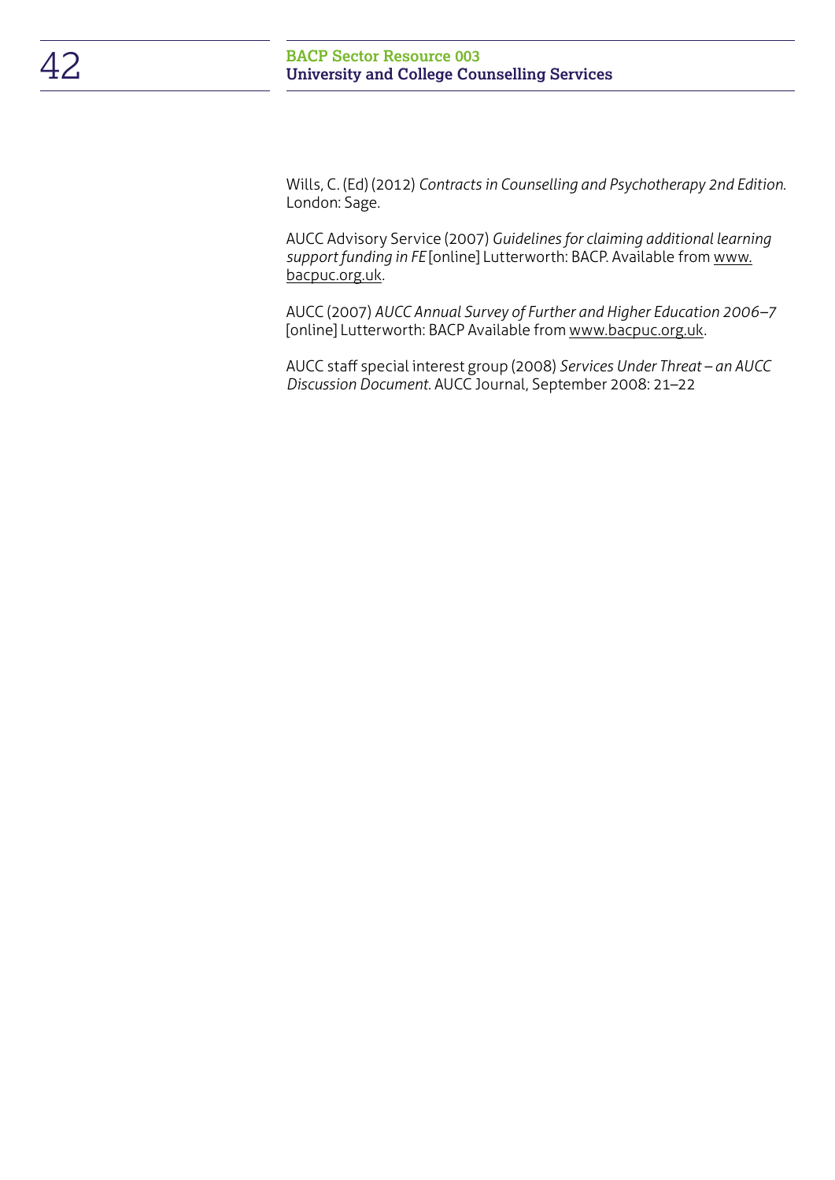Wills, C. (Ed) (2012) *Contracts in Counselling and Psychotherapy 2nd Edition.* London: Sage.

AUCC Advisory Service (2007) *Guidelines for claiming additional learning support funding in FE* [online] Lutterworth: BACP. Available from www.bacpuc.org.uk.

AUCC (2007) *AUCC Annual Survey of Further and Higher Education 2006–7* [online] Lutterworth: BACP Available from www.bacpuc.org.uk.

AUCC staff special interest group (2008) *Services Under Threat – an AUCC Discussion Document.* AUCC Journal, September 2008: 21–22